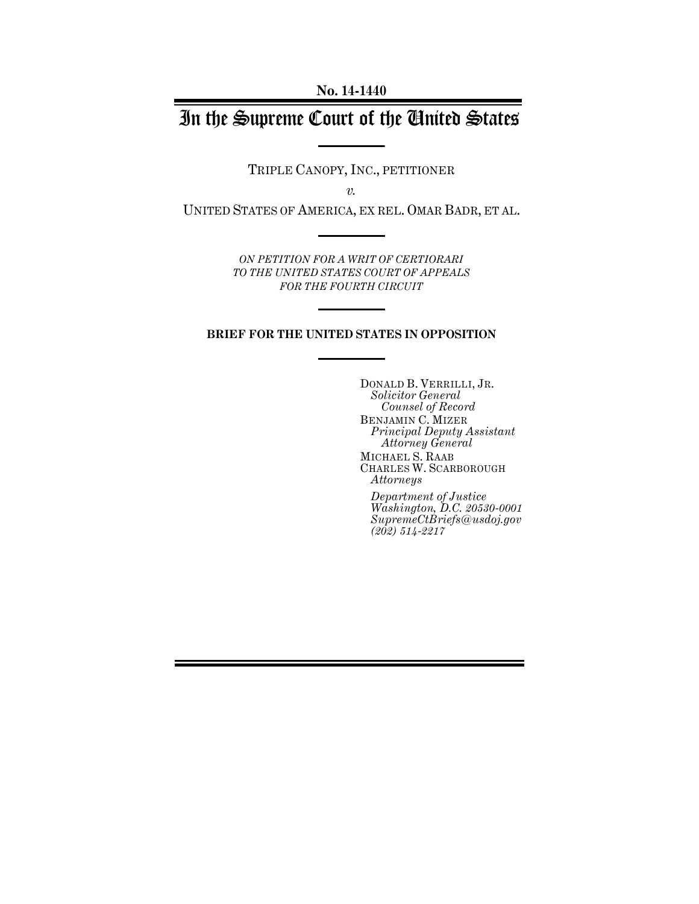No. 14-1440

# In the Supreme Court of the United States

TRIPLE CANOPY, INC., PETITIONER

*v.*

UNITED STATES OF AMERICA, EX REL. OMAR BADR, ET AL.

*ON PETITION FOR A WRIT OF CERTIORARI TO THE UNITED STATES COURT OF APPEALS FOR THE FOURTH CIRCUIT*

**BRIEF FOR THE UNITED STATES IN OPPOSITION**

DONALD B. VERRILLI, JR.
*Solicitor General*
*Counsel of Record*
BENJAMIN C. MIZER
*Principal Deputy Assistant Attorney General*
MICHAEL S. RAAB
CHARLES W. SCARBOROUGH
*Attorneys*

*Department of Justice*
*Washington, D.C. 20530-0001*
*SupremeCtBriefs@usdoj.gov*
*(202) 514-2217*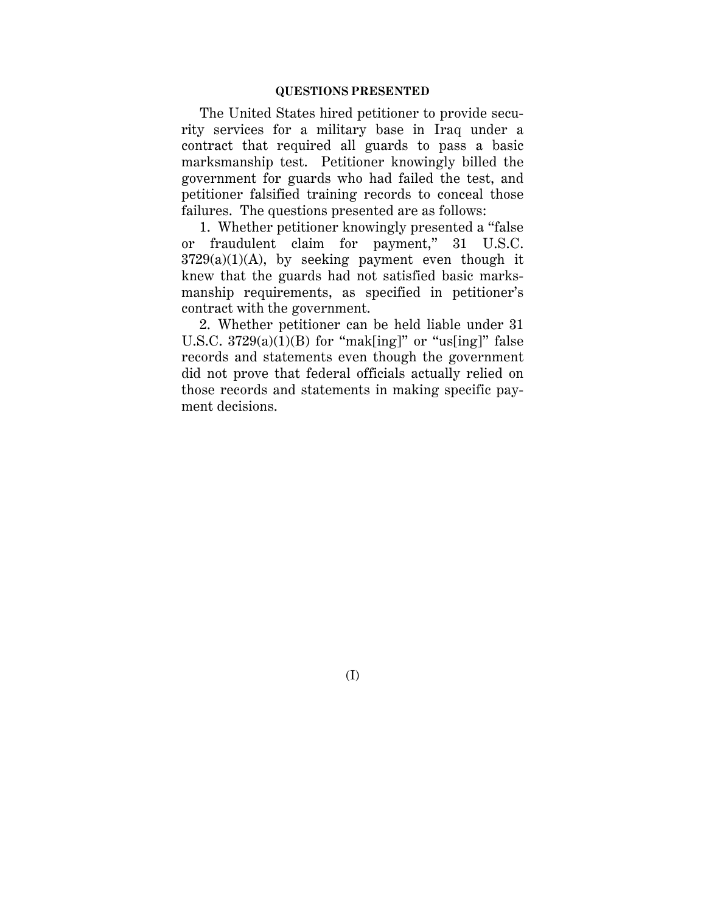## QUESTIONS PRESENTED

The United States hired petitioner to provide security services for a military base in Iraq under a contract that required all guards to pass a basic marksmanship test. Petitioner knowingly billed the government for guards who had failed the test, and petitioner falsified training records to conceal those failures. The questions presented are as follows:

1. Whether petitioner knowingly presented a "false or fraudulent claim for payment," 31 U.S.C. 3729(a)(1)(A), by seeking payment even though it knew that the guards had not satisfied basic marksmanship requirements, as specified in petitioner's contract with the government.

2. Whether petitioner can be held liable under 31 U.S.C. 3729(a)(1)(B) for "mak[ing]" or "us[ing]" false records and statements even though the government did not prove that federal officials actually relied on those records and statements in making specific payment decisions.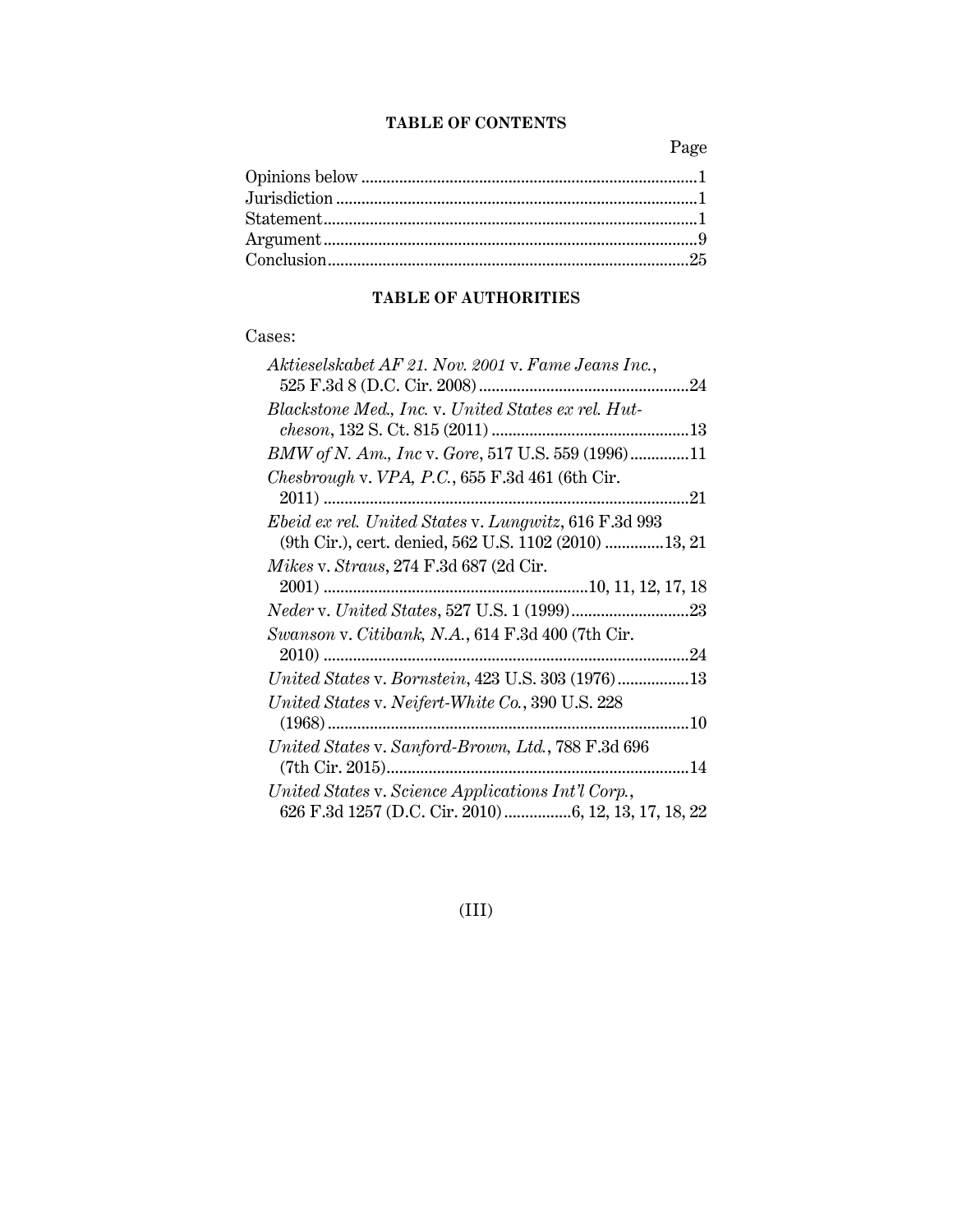## TABLE OF CONTENTS

| | Page |
|---|---|
| Opinions below | 1 |
| Jurisdiction | 1 |
| Statement | 1 |
| Argument | 9 |
| Conclusion | 25 |

## TABLE OF AUTHORITIES

Cases:

| | |
|---|---|
| *Aktieselskabet AF 21. Nov. 2001* v. *Fame Jeans Inc.*, 525 F.3d 8 (D.C. Cir. 2008) | 24 |
| *Blackstone Med., Inc.* v. *United States ex rel. Hutcheson*, 132 S. Ct. 815 (2011) | 13 |
| *BMW of N. Am., Inc* v. *Gore*, 517 U.S. 559 (1996) | 11 |
| *Chesbrough* v. *VPA, P.C.*, 655 F.3d 461 (6th Cir. 2011) | 21 |
| *Ebeid ex rel. United States* v. *Lungwitz*, 616 F.3d 993 (9th Cir.), cert. denied, 562 U.S. 1102 (2010) | 13, 21 |
| *Mikes* v. *Straus*, 274 F.3d 687 (2d Cir. 2001) | 10, 11, 12, 17, 18 |
| *Neder* v. *United States*, 527 U.S. 1 (1999) | 23 |
| *Swanson* v. *Citibank, N.A.*, 614 F.3d 400 (7th Cir. 2010) | 24 |
| *United States* v. *Bornstein*, 423 U.S. 303 (1976) | 13 |
| *United States* v. *Neifert-White Co.*, 390 U.S. 228 (1968) | 10 |
| *United States* v. *Sanford-Brown, Ltd.*, 788 F.3d 696 (7th Cir. 2015) | 14 |
| *United States* v. *Science Applications Int'l Corp.*, 626 F.3d 1257 (D.C. Cir. 2010) | 6, 12, 13, 17, 18, 22 |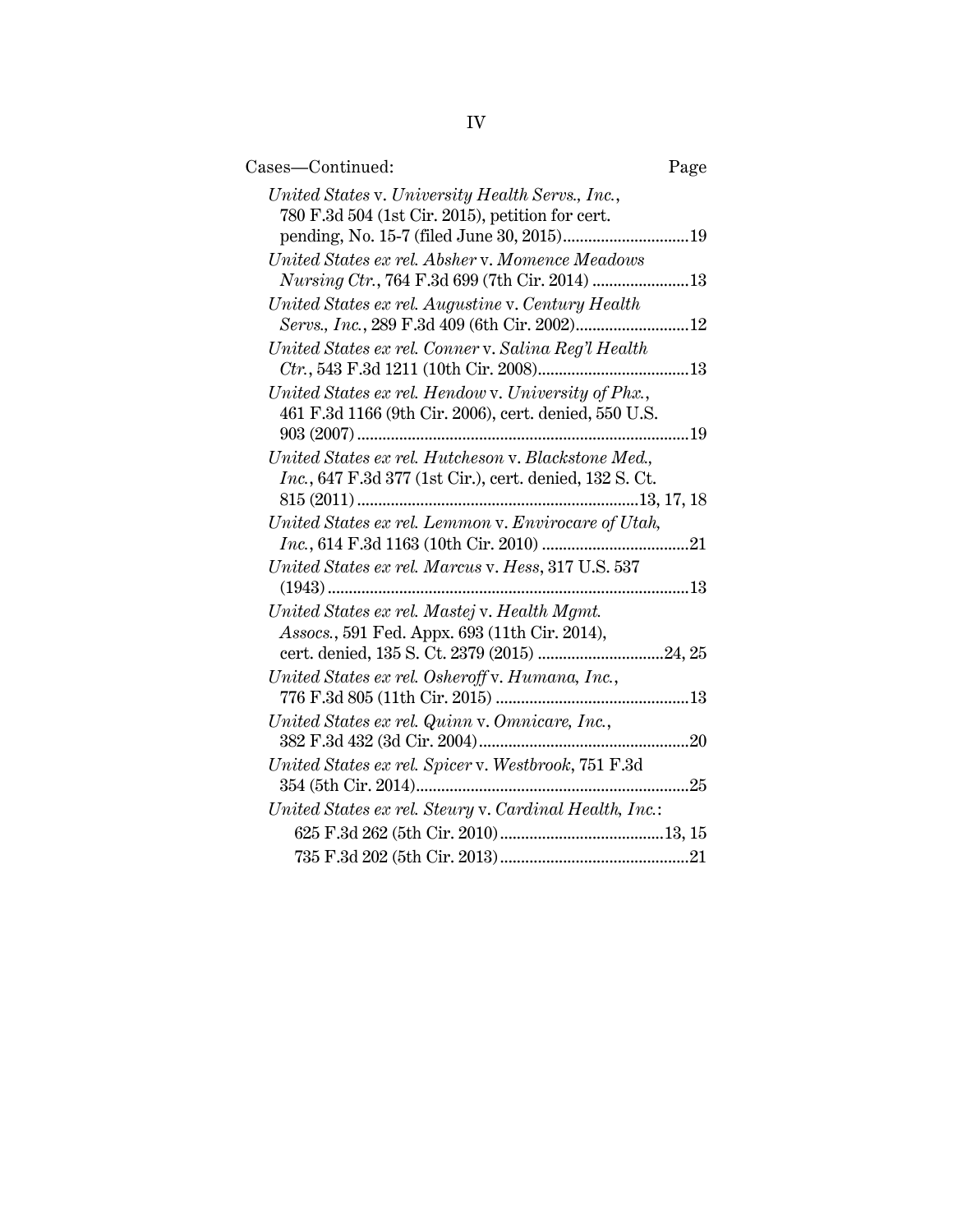Cases—Continued: Page

*United States* v. *University Health Servs., Inc.*, 780 F.3d 504 (1st Cir. 2015), petition for cert. pending, No. 15-7 (filed June 30, 2015) .......... 19

*United States ex rel. Absher* v. *Momence Meadows Nursing Ctr.*, 764 F.3d 699 (7th Cir. 2014) .......... 13

*United States ex rel. Augustine* v. *Century Health Servs., Inc.*, 289 F.3d 409 (6th Cir. 2002) .......... 12

*United States ex rel. Conner* v. *Salina Reg'l Health Ctr.*, 543 F.3d 1211 (10th Cir. 2008) .......... 13

*United States ex rel. Hendow* v. *University of Phx.*, 461 F.3d 1166 (9th Cir. 2006), cert. denied, 550 U.S. 903 (2007) .......... 19

*United States ex rel. Hutcheson* v. *Blackstone Med., Inc.*, 647 F.3d 377 (1st Cir.), cert. denied, 132 S. Ct. 815 (2011) .......... 13, 17, 18

*United States ex rel. Lemmon* v. *Envirocare of Utah, Inc.*, 614 F.3d 1163 (10th Cir. 2010) .......... 21

*United States ex rel. Marcus* v. *Hess*, 317 U.S. 537 (1943) .......... 13

*United States ex rel. Mastej* v. *Health Mgmt. Assocs.*, 591 Fed. Appx. 693 (11th Cir. 2014), cert. denied, 135 S. Ct. 2379 (2015) .......... 24, 25

*United States ex rel. Osheroff* v. *Humana, Inc.*, 776 F.3d 805 (11th Cir. 2015) .......... 13

*United States ex rel. Quinn* v. *Omnicare, Inc.*, 382 F.3d 432 (3d Cir. 2004) .......... 20

*United States ex rel. Spicer* v. *Westbrook*, 751 F.3d 354 (5th Cir. 2014) .......... 25

*United States ex rel. Steury* v. *Cardinal Health, Inc.*:

- 625 F.3d 262 (5th Cir. 2010) .......... 13, 15
- 735 F.3d 202 (5th Cir. 2013) .......... 21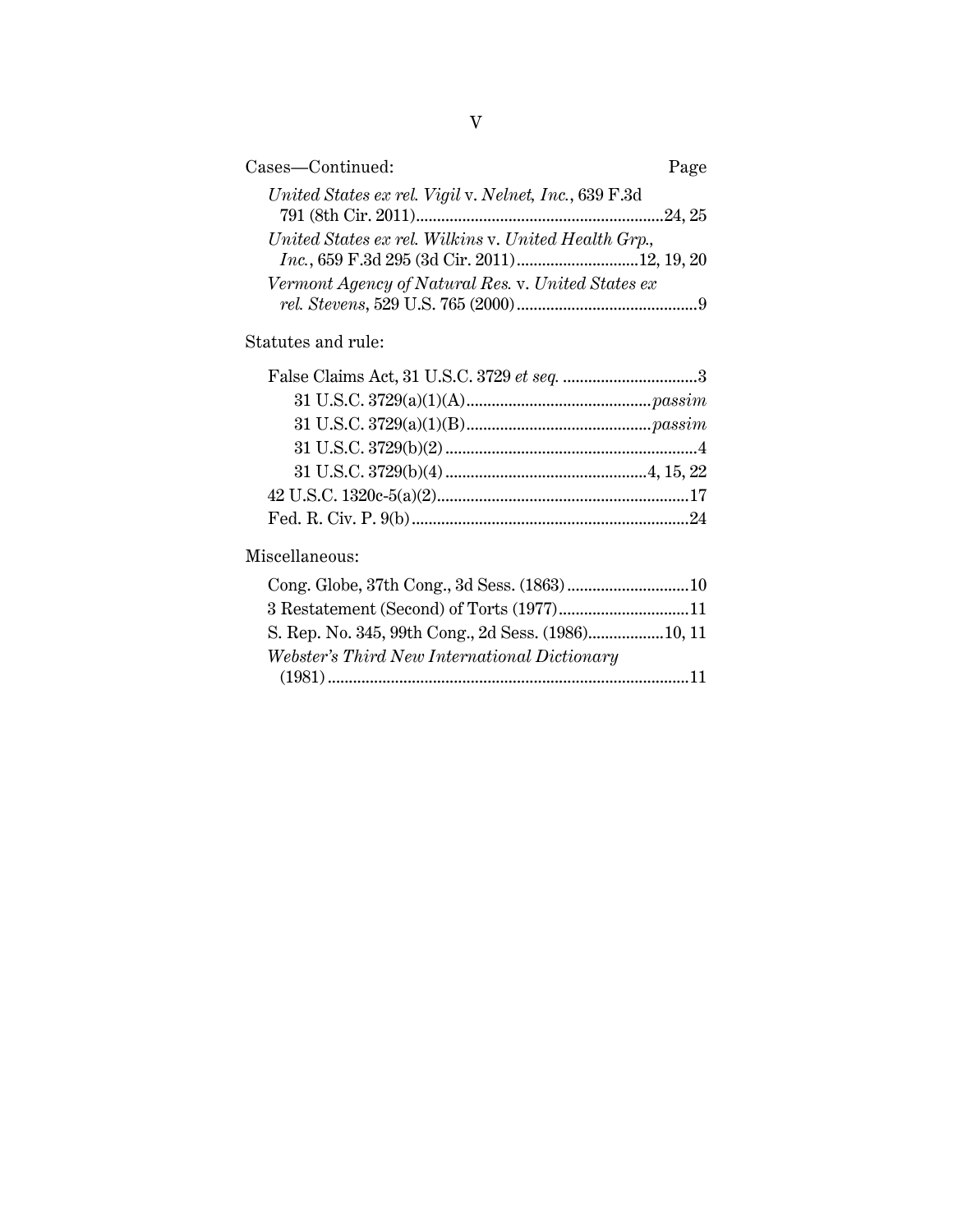Cases—Continued: Page

*United States ex rel. Vigil* v. *Nelnet, Inc.*, 639 F.3d 791 (8th Cir. 2011)....24, 25

*United States ex rel. Wilkins* v. *United Health Grp., Inc.*, 659 F.3d 295 (3d Cir. 2011)....12, 19, 20

*Vermont Agency of Natural Res.* v. *United States ex rel. Stevens*, 529 U.S. 765 (2000)....9

Statutes and rule:

False Claims Act, 31 U.S.C. 3729 *et seq.* ....3

- 31 U.S.C. 3729(a)(1)(A)....*passim*
- 31 U.S.C. 3729(a)(1)(B)....*passim*
- 31 U.S.C. 3729(b)(2)....4
- 31 U.S.C. 3729(b)(4)....4, 15, 22

42 U.S.C. 1320c-5(a)(2)....17

Fed. R. Civ. P. 9(b)....24

Miscellaneous:

Cong. Globe, 37th Cong., 3d Sess. (1863)....10

3 Restatement (Second) of Torts (1977)....11

S. Rep. No. 345, 99th Cong., 2d Sess. (1986)....10, 11

*Webster's Third New International Dictionary* (1981)....11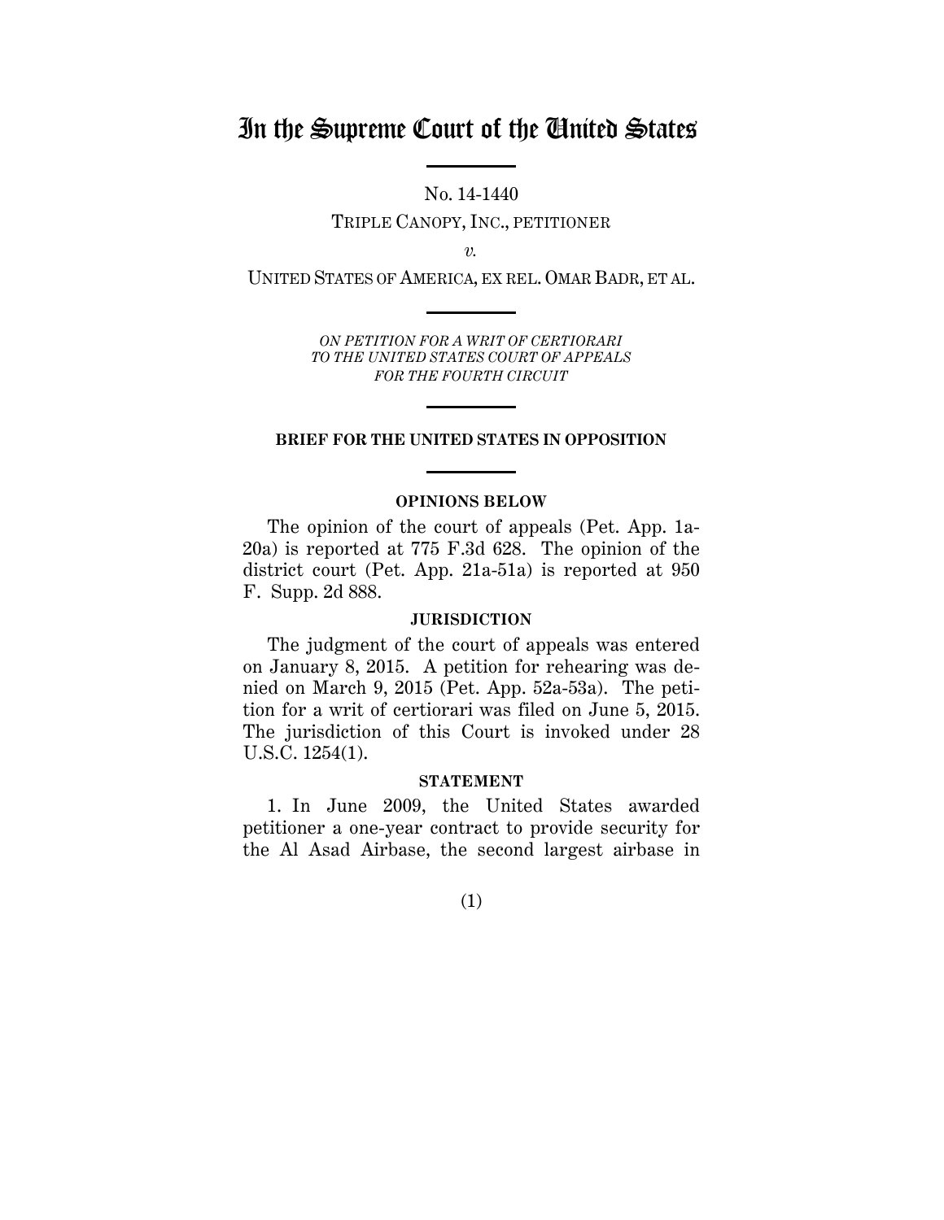# In the Supreme Court of the United States

No. 14-1440

TRIPLE CANOPY, INC., PETITIONER

*v.*

UNITED STATES OF AMERICA, EX REL. OMAR BADR, ET AL.

*ON PETITION FOR A WRIT OF CERTIORARI TO THE UNITED STATES COURT OF APPEALS FOR THE FOURTH CIRCUIT*

**BRIEF FOR THE UNITED STATES IN OPPOSITION**

**OPINIONS BELOW**

The opinion of the court of appeals (Pet. App. 1a-20a) is reported at 775 F.3d 628. The opinion of the district court (Pet. App. 21a-51a) is reported at 950 F. Supp. 2d 888.

**JURISDICTION**

The judgment of the court of appeals was entered on January 8, 2015. A petition for rehearing was denied on March 9, 2015 (Pet. App. 52a-53a). The petition for a writ of certiorari was filed on June 5, 2015. The jurisdiction of this Court is invoked under 28 U.S.C. 1254(1).

**STATEMENT**

1. In June 2009, the United States awarded petitioner a one-year contract to provide security for the Al Asad Airbase, the second largest airbase in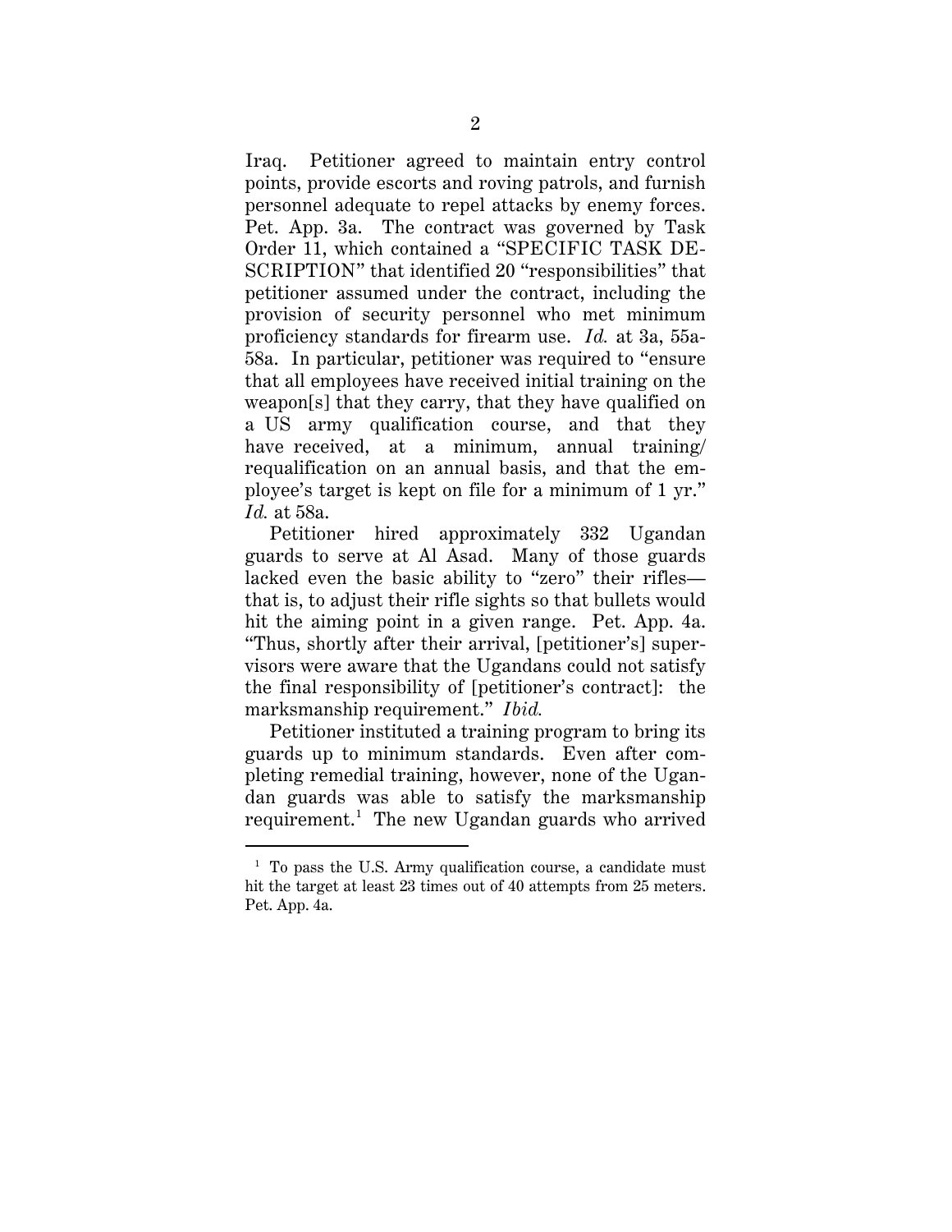Iraq. Petitioner agreed to maintain entry control points, provide escorts and roving patrols, and furnish personnel adequate to repel attacks by enemy forces. Pet. App. 3a. The contract was governed by Task Order 11, which contained a "SPECIFIC TASK DESCRIPTION" that identified 20 "responsibilities" that petitioner assumed under the contract, including the provision of security personnel who met minimum proficiency standards for firearm use. *Id.* at 3a, 55a-58a. In particular, petitioner was required to "ensure that all employees have received initial training on the weapon[s] that they carry, that they have qualified on a US army qualification course, and that they have received, at a minimum, annual training/requalification on an annual basis, and that the employee's target is kept on file for a minimum of 1 yr." *Id.* at 58a.

Petitioner hired approximately 332 Ugandan guards to serve at Al Asad. Many of those guards lacked even the basic ability to "zero" their rifles—that is, to adjust their rifle sights so that bullets would hit the aiming point in a given range. Pet. App. 4a. "Thus, shortly after their arrival, [petitioner's] supervisors were aware that the Ugandans could not satisfy the final responsibility of [petitioner's contract]: the marksmanship requirement." *Ibid.*

Petitioner instituted a training program to bring its guards up to minimum standards. Even after completing remedial training, however, none of the Ugandan guards was able to satisfy the marksmanship requirement.[1] The new Ugandan guards who arrived

[1] To pass the U.S. Army qualification course, a candidate must hit the target at least 23 times out of 40 attempts from 25 meters. Pet. App. 4a.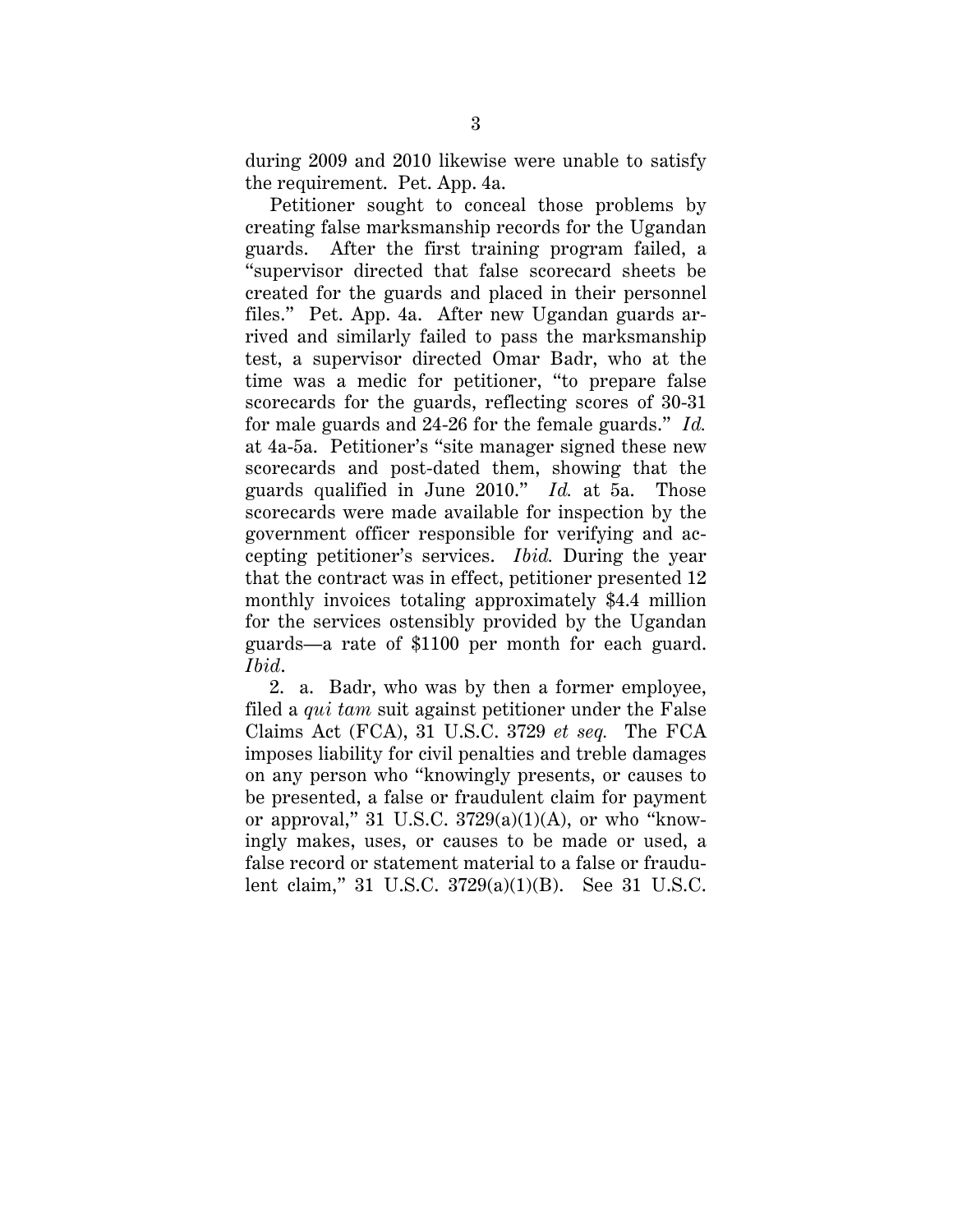during 2009 and 2010 likewise were unable to satisfy the requirement. Pet. App. 4a.

Petitioner sought to conceal those problems by creating false marksmanship records for the Ugandan guards. After the first training program failed, a "supervisor directed that false scorecard sheets be created for the guards and placed in their personnel files." Pet. App. 4a. After new Ugandan guards arrived and similarly failed to pass the marksmanship test, a supervisor directed Omar Badr, who at the time was a medic for petitioner, "to prepare false scorecards for the guards, reflecting scores of 30-31 for male guards and 24-26 for the female guards." *Id.* at 4a-5a. Petitioner's "site manager signed these new scorecards and post-dated them, showing that the guards qualified in June 2010." *Id.* at 5a. Those scorecards were made available for inspection by the government officer responsible for verifying and accepting petitioner's services. *Ibid.* During the year that the contract was in effect, petitioner presented 12 monthly invoices totaling approximately $4.4 million for the services ostensibly provided by the Ugandan guards—a rate of $1100 per month for each guard. *Ibid.*

2. a. Badr, who was by then a former employee, filed a *qui tam* suit against petitioner under the False Claims Act (FCA), 31 U.S.C. 3729 *et seq.* The FCA imposes liability for civil penalties and treble damages on any person who "knowingly presents, or causes to be presented, a false or fraudulent claim for payment or approval," 31 U.S.C. 3729(a)(1)(A), or who "knowingly makes, uses, or causes to be made or used, a false record or statement material to a false or fraudulent claim," 31 U.S.C. 3729(a)(1)(B). See 31 U.S.C.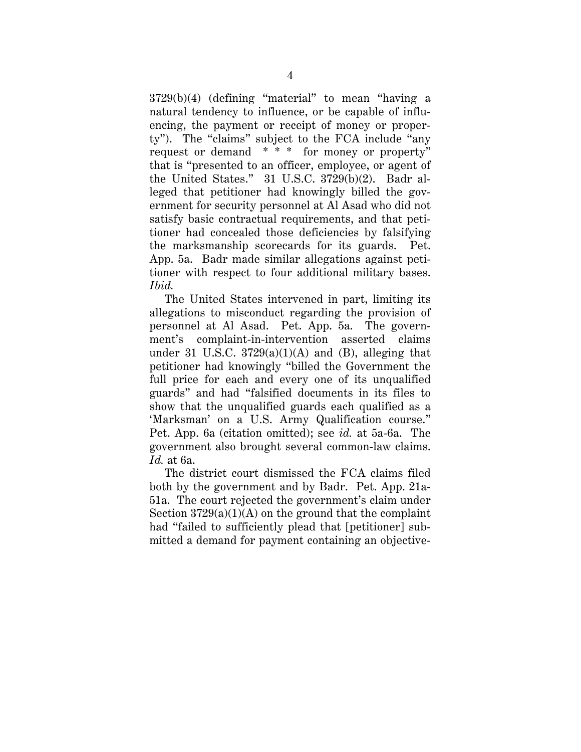3729(b)(4) (defining "material" to mean "having a natural tendency to influence, or be capable of influencing, the payment or receipt of money or property"). The "claims" subject to the FCA include "any request or demand * * * for money or property" that is "presented to an officer, employee, or agent of the United States." 31 U.S.C. 3729(b)(2). Badr alleged that petitioner had knowingly billed the government for security personnel at Al Asad who did not satisfy basic contractual requirements, and that petitioner had concealed those deficiencies by falsifying the marksmanship scorecards for its guards. Pet. App. 5a. Badr made similar allegations against petitioner with respect to four additional military bases. *Ibid.*

The United States intervened in part, limiting its allegations to misconduct regarding the provision of personnel at Al Asad. Pet. App. 5a. The government's complaint-in-intervention asserted claims under 31 U.S.C. 3729(a)(1)(A) and (B), alleging that petitioner had knowingly "billed the Government the full price for each and every one of its unqualified guards" and had "falsified documents in its files to show that the unqualified guards each qualified as a 'Marksman' on a U.S. Army Qualification course." Pet. App. 6a (citation omitted); see *id.* at 5a-6a. The government also brought several common-law claims. *Id.* at 6a.

The district court dismissed the FCA claims filed both by the government and by Badr. Pet. App. 21a-51a. The court rejected the government's claim under Section 3729(a)(1)(A) on the ground that the complaint had "failed to sufficiently plead that [petitioner] submitted a demand for payment containing an objective-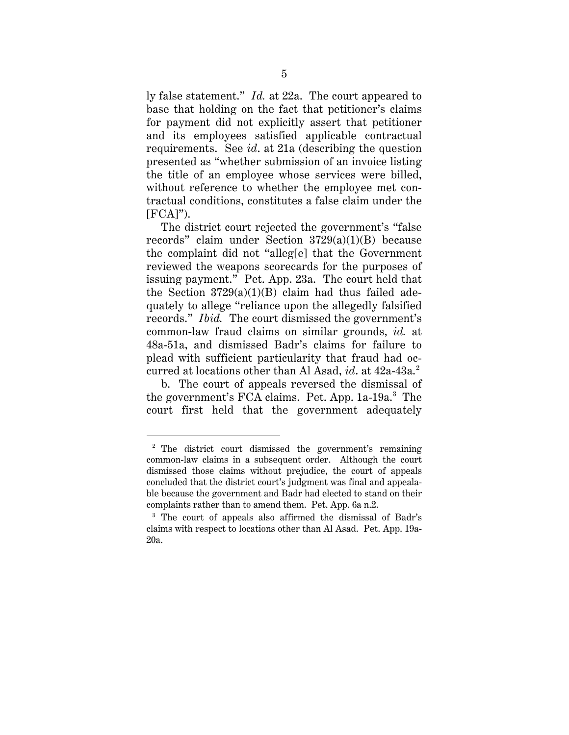ly false statement." *Id.* at 22a. The court appeared to base that holding on the fact that petitioner's claims for payment did not explicitly assert that petitioner and its employees satisfied applicable contractual requirements. See *id*. at 21a (describing the question presented as "whether submission of an invoice listing the title of an employee whose services were billed, without reference to whether the employee met contractual conditions, constitutes a false claim under the [FCA]").

The district court rejected the government's "false records" claim under Section 3729(a)(1)(B) because the complaint did not "alleg[e] that the Government reviewed the weapons scorecards for the purposes of issuing payment." Pet. App. 23a. The court held that the Section 3729(a)(1)(B) claim had thus failed adequately to allege "reliance upon the allegedly falsified records." *Ibid.* The court dismissed the government's common-law fraud claims on similar grounds, *id.* at 48a-51a, and dismissed Badr's claims for failure to plead with sufficient particularity that fraud had occurred at locations other than Al Asad, *id*. at 42a-43a.[2]

b. The court of appeals reversed the dismissal of the government's FCA claims. Pet. App. 1a-19a.[3] The court first held that the government adequately

---

[2] The district court dismissed the government's remaining common-law claims in a subsequent order. Although the court dismissed those claims without prejudice, the court of appeals concluded that the district court's judgment was final and appealable because the government and Badr had elected to stand on their complaints rather than to amend them. Pet. App. 6a n.2.

[3] The court of appeals also affirmed the dismissal of Badr's claims with respect to locations other than Al Asad. Pet. App. 19a-20a.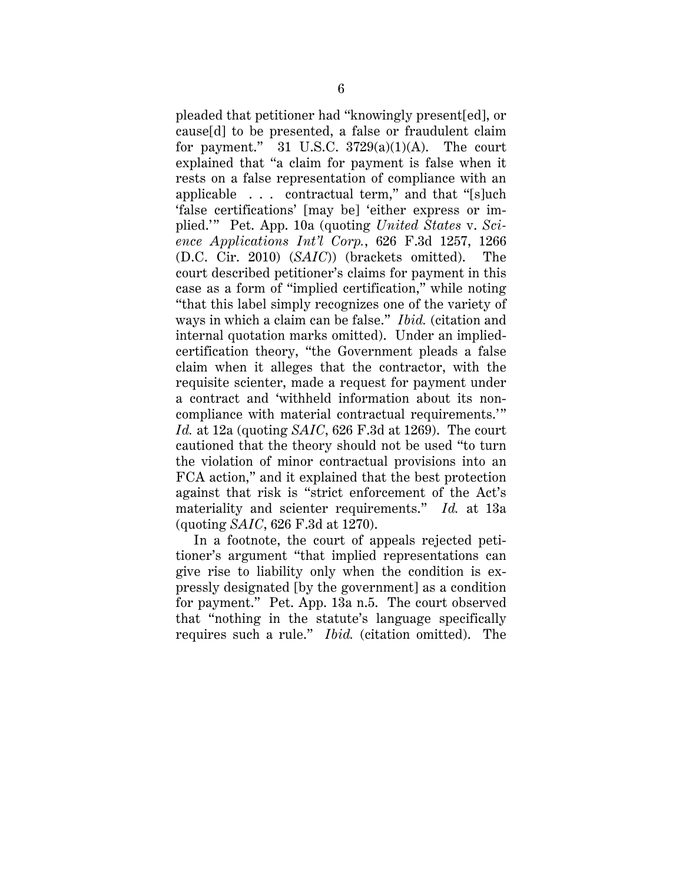pleaded that petitioner had "knowingly present[ed], or cause[d] to be presented, a false or fraudulent claim for payment." 31 U.S.C. 3729(a)(1)(A). The court explained that "a claim for payment is false when it rests on a false representation of compliance with an applicable . . . contractual term," and that "[s]uch 'false certifications' [may be] 'either express or implied.'" Pet. App. 10a (quoting *United States* v. *Science Applications Int'l Corp.*, 626 F.3d 1257, 1266 (D.C. Cir. 2010) (*SAIC*)) (brackets omitted). The court described petitioner's claims for payment in this case as a form of "implied certification," while noting "that this label simply recognizes one of the variety of ways in which a claim can be false." *Ibid.* (citation and internal quotation marks omitted). Under an implied-certification theory, "the Government pleads a false claim when it alleges that the contractor, with the requisite scienter, made a request for payment under a contract and 'withheld information about its noncompliance with material contractual requirements.'" *Id.* at 12a (quoting *SAIC*, 626 F.3d at 1269). The court cautioned that the theory should not be used "to turn the violation of minor contractual provisions into an FCA action," and it explained that the best protection against that risk is "strict enforcement of the Act's materiality and scienter requirements." *Id.* at 13a (quoting *SAIC*, 626 F.3d at 1270).

In a footnote, the court of appeals rejected petitioner's argument "that implied representations can give rise to liability only when the condition is expressly designated [by the government] as a condition for payment." Pet. App. 13a n.5. The court observed that "nothing in the statute's language specifically requires such a rule." *Ibid.* (citation omitted). The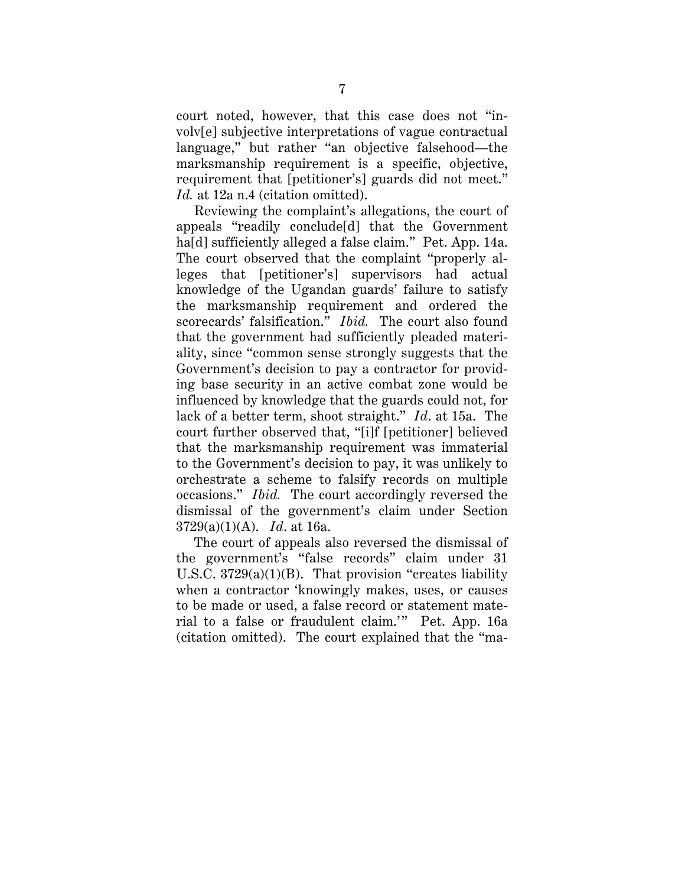court noted, however, that this case does not "involv[e] subjective interpretations of vague contractual language," but rather "an objective falsehood—the marksmanship requirement is a specific, objective, requirement that [petitioner's] guards did not meet." *Id.* at 12a n.4 (citation omitted).

Reviewing the complaint's allegations, the court of appeals "readily conclude[d] that the Government ha[d] sufficiently alleged a false claim." Pet. App. 14a. The court observed that the complaint "properly alleges that [petitioner's] supervisors had actual knowledge of the Ugandan guards' failure to satisfy the marksmanship requirement and ordered the scorecards' falsification." *Ibid.* The court also found that the government had sufficiently pleaded materiality, since "common sense strongly suggests that the Government's decision to pay a contractor for providing base security in an active combat zone would be influenced by knowledge that the guards could not, for lack of a better term, shoot straight." *Id.* at 15a. The court further observed that, "[i]f [petitioner] believed that the marksmanship requirement was immaterial to the Government's decision to pay, it was unlikely to orchestrate a scheme to falsify records on multiple occasions." *Ibid.* The court accordingly reversed the dismissal of the government's claim under Section 3729(a)(1)(A). *Id.* at 16a.

The court of appeals also reversed the dismissal of the government's "false records" claim under 31 U.S.C. 3729(a)(1)(B). That provision "creates liability when a contractor 'knowingly makes, uses, or causes to be made or used, a false record or statement material to a false or fraudulent claim.'" Pet. App. 16a (citation omitted). The court explained that the "ma-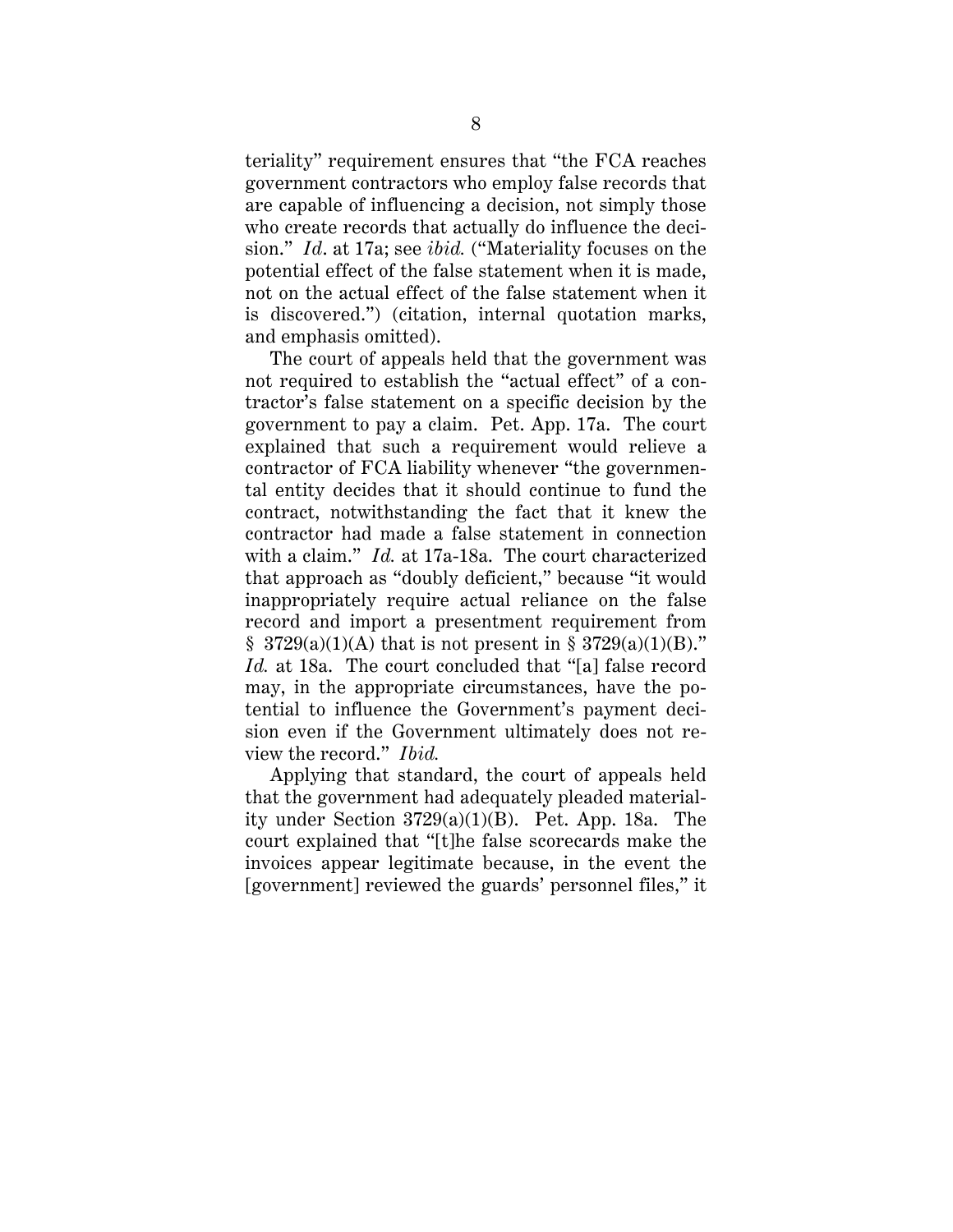teriality" requirement ensures that "the FCA reaches government contractors who employ false records that are capable of influencing a decision, not simply those who create records that actually do influence the decision." *Id*. at 17a; see *ibid.* ("Materiality focuses on the potential effect of the false statement when it is made, not on the actual effect of the false statement when it is discovered.") (citation, internal quotation marks, and emphasis omitted).

The court of appeals held that the government was not required to establish the "actual effect" of a contractor's false statement on a specific decision by the government to pay a claim. Pet. App. 17a. The court explained that such a requirement would relieve a contractor of FCA liability whenever "the governmental entity decides that it should continue to fund the contract, notwithstanding the fact that it knew the contractor had made a false statement in connection with a claim." *Id.* at 17a-18a. The court characterized that approach as "doubly deficient," because "it would inappropriately require actual reliance on the false record and import a presentment requirement from § 3729(a)(1)(A) that is not present in § 3729(a)(1)(B)." *Id.* at 18a. The court concluded that "[a] false record may, in the appropriate circumstances, have the potential to influence the Government's payment decision even if the Government ultimately does not review the record." *Ibid.*

Applying that standard, the court of appeals held that the government had adequately pleaded materiality under Section 3729(a)(1)(B). Pet. App. 18a. The court explained that "[t]he false scorecards make the invoices appear legitimate because, in the event the [government] reviewed the guards' personnel files," it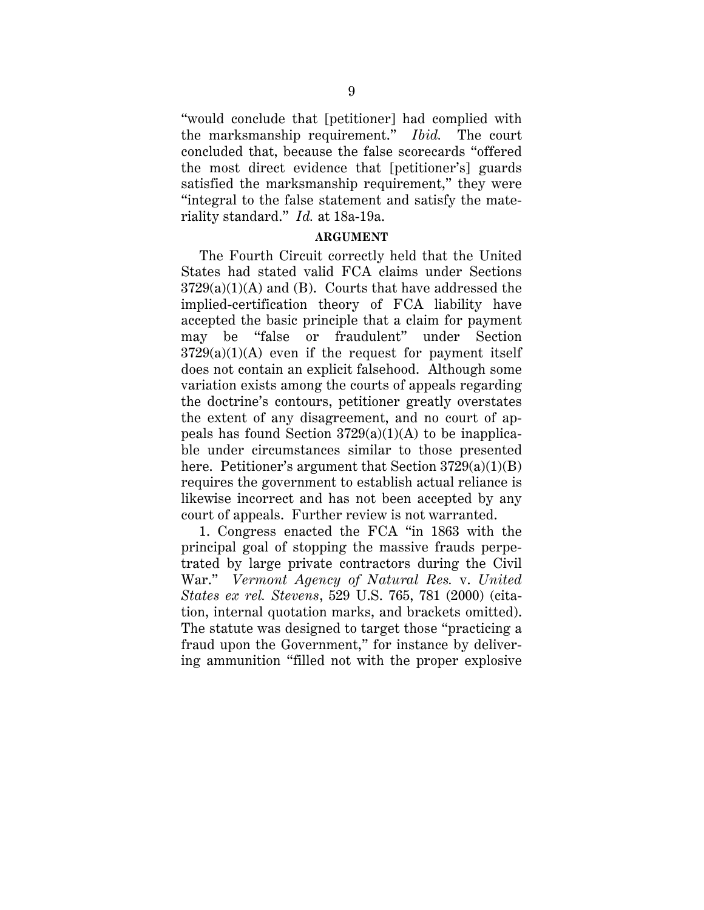"would conclude that [petitioner] had complied with the marksmanship requirement." *Ibid.* The court concluded that, because the false scorecards "offered the most direct evidence that [petitioner's] guards satisfied the marksmanship requirement," they were "integral to the false statement and satisfy the materiality standard." *Id.* at 18a-19a.

## ARGUMENT

The Fourth Circuit correctly held that the United States had stated valid FCA claims under Sections 3729(a)(1)(A) and (B). Courts that have addressed the implied-certification theory of FCA liability have accepted the basic principle that a claim for payment may be "false or fraudulent" under Section 3729(a)(1)(A) even if the request for payment itself does not contain an explicit falsehood. Although some variation exists among the courts of appeals regarding the doctrine's contours, petitioner greatly overstates the extent of any disagreement, and no court of appeals has found Section 3729(a)(1)(A) to be inapplicable under circumstances similar to those presented here. Petitioner's argument that Section 3729(a)(1)(B) requires the government to establish actual reliance is likewise incorrect and has not been accepted by any court of appeals. Further review is not warranted.

1. Congress enacted the FCA "in 1863 with the principal goal of stopping the massive frauds perpetrated by large private contractors during the Civil War." *Vermont Agency of Natural Res.* v. *United States ex rel. Stevens*, 529 U.S. 765, 781 (2000) (citation, internal quotation marks, and brackets omitted). The statute was designed to target those "practicing a fraud upon the Government," for instance by delivering ammunition "filled not with the proper explosive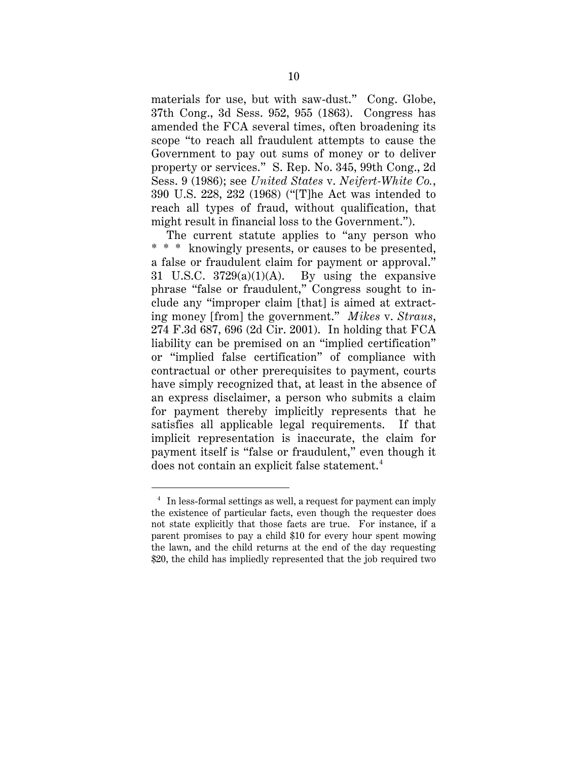materials for use, but with saw-dust." Cong. Globe, 37th Cong., 3d Sess. 952, 955 (1863). Congress has amended the FCA several times, often broadening its scope "to reach all fraudulent attempts to cause the Government to pay out sums of money or to deliver property or services." S. Rep. No. 345, 99th Cong., 2d Sess. 9 (1986); see *United States* v. *Neifert-White Co.*, 390 U.S. 228, 232 (1968) ("[T]he Act was intended to reach all types of fraud, without qualification, that might result in financial loss to the Government.").

The current statute applies to "any person who * * * knowingly presents, or causes to be presented, a false or fraudulent claim for payment or approval." 31 U.S.C. 3729(a)(1)(A). By using the expansive phrase "false or fraudulent," Congress sought to include any "improper claim [that] is aimed at extracting money [from] the government." *Mikes* v. *Straus*, 274 F.3d 687, 696 (2d Cir. 2001). In holding that FCA liability can be premised on an "implied certification" or "implied false certification" of compliance with contractual or other prerequisites to payment, courts have simply recognized that, at least in the absence of an express disclaimer, a person who submits a claim for payment thereby implicitly represents that he satisfies all applicable legal requirements. If that implicit representation is inaccurate, the claim for payment itself is "false or fraudulent," even though it does not contain an explicit false statement.[4]

[4] In less-formal settings as well, a request for payment can imply the existence of particular facts, even though the requester does not state explicitly that those facts are true. For instance, if a parent promises to pay a child $10 for every hour spent mowing the lawn, and the child returns at the end of the day requesting $20, the child has impliedly represented that the job required two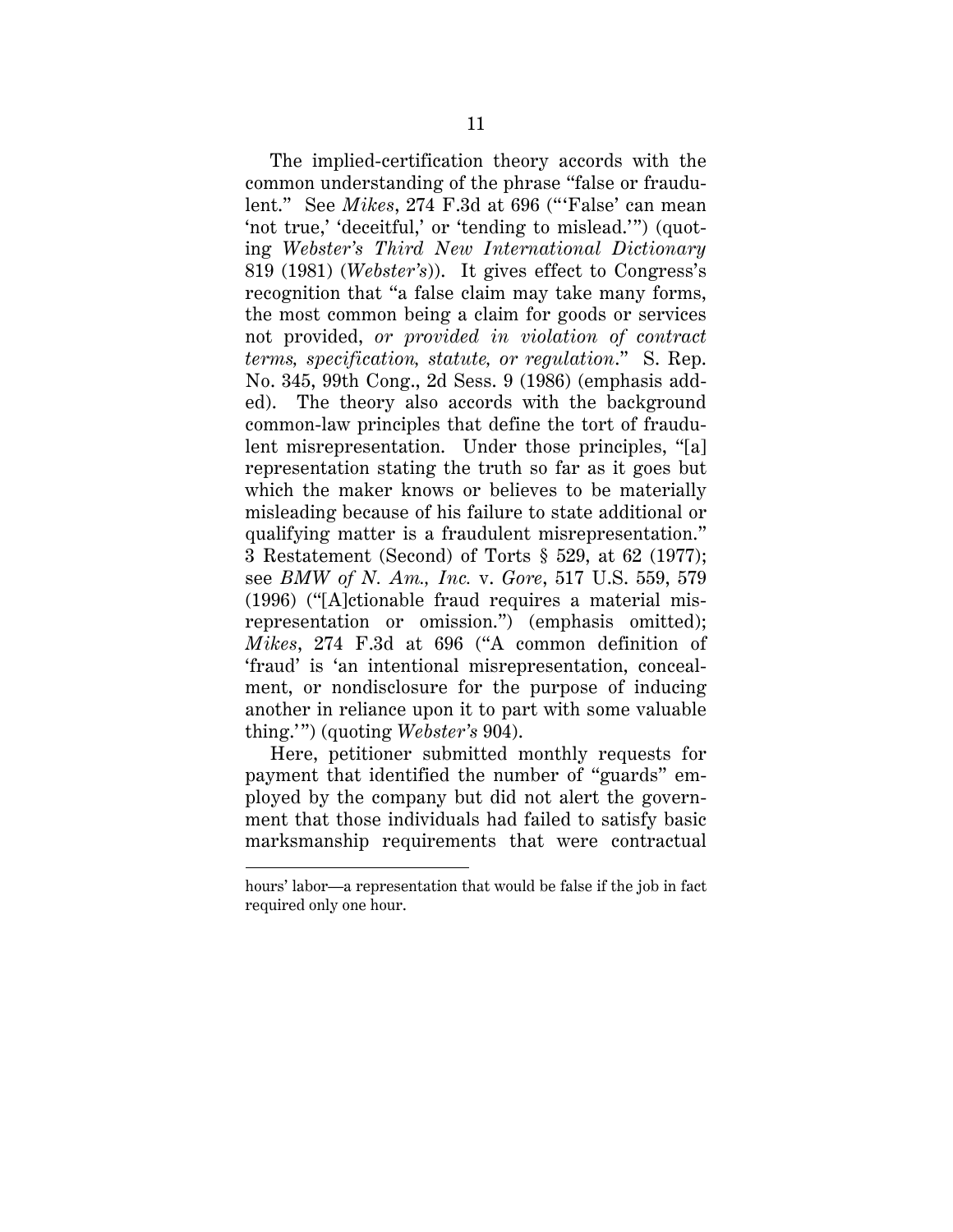The implied-certification theory accords with the common understanding of the phrase "false or fraudulent." See *Mikes*, 274 F.3d at 696 ("'False' can mean 'not true,' 'deceitful,' or 'tending to mislead.'") (quoting *Webster's Third New International Dictionary* 819 (1981) (*Webster's*)). It gives effect to Congress's recognition that "a false claim may take many forms, the most common being a claim for goods or services not provided, *or provided in violation of contract terms, specification, statute, or regulation*." S. Rep. No. 345, 99th Cong., 2d Sess. 9 (1986) (emphasis added). The theory also accords with the background common-law principles that define the tort of fraudulent misrepresentation. Under those principles, "[a] representation stating the truth so far as it goes but which the maker knows or believes to be materially misleading because of his failure to state additional or qualifying matter is a fraudulent misrepresentation." 3 Restatement (Second) of Torts § 529, at 62 (1977); see *BMW of N. Am., Inc.* v. *Gore*, 517 U.S. 559, 579 (1996) ("[A]ctionable fraud requires a material misrepresentation or omission.") (emphasis omitted); *Mikes*, 274 F.3d at 696 ("A common definition of 'fraud' is 'an intentional misrepresentation, concealment, or nondisclosure for the purpose of inducing another in reliance upon it to part with some valuable thing.'") (quoting *Webster's* 904).

Here, petitioner submitted monthly requests for payment that identified the number of "guards" employed by the company but did not alert the government that those individuals had failed to satisfy basic marksmanship requirements that were contractual

---

hours' labor—a representation that would be false if the job in fact required only one hour.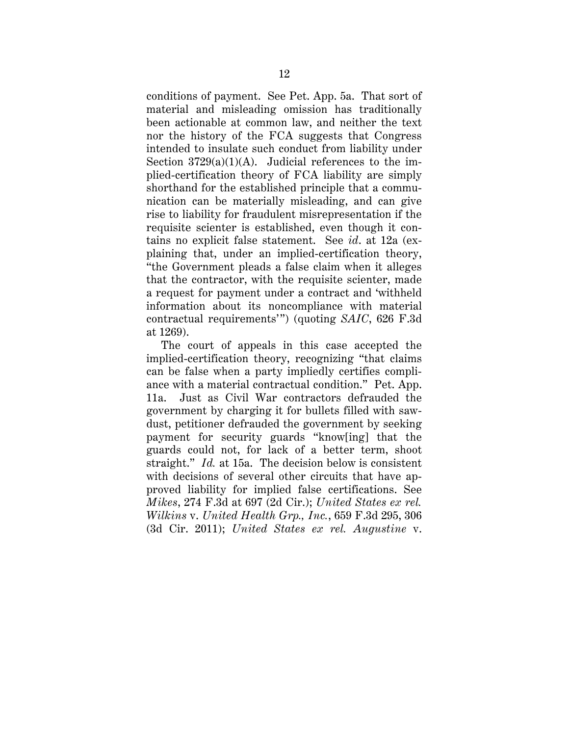conditions of payment. See Pet. App. 5a. That sort of material and misleading omission has traditionally been actionable at common law, and neither the text nor the history of the FCA suggests that Congress intended to insulate such conduct from liability under Section 3729(a)(1)(A). Judicial references to the implied-certification theory of FCA liability are simply shorthand for the established principle that a communication can be materially misleading, and can give rise to liability for fraudulent misrepresentation if the requisite scienter is established, even though it contains no explicit false statement. See *id*. at 12a (explaining that, under an implied-certification theory, "the Government pleads a false claim when it alleges that the contractor, with the requisite scienter, made a request for payment under a contract and 'withheld information about its noncompliance with material contractual requirements'") (quoting *SAIC*, 626 F.3d at 1269).

The court of appeals in this case accepted the implied-certification theory, recognizing "that claims can be false when a party impliedly certifies compliance with a material contractual condition." Pet. App. 11a. Just as Civil War contractors defrauded the government by charging it for bullets filled with sawdust, petitioner defrauded the government by seeking payment for security guards "know[ing] that the guards could not, for lack of a better term, shoot straight." *Id.* at 15a. The decision below is consistent with decisions of several other circuits that have approved liability for implied false certifications. See *Mikes*, 274 F.3d at 697 (2d Cir.); *United States ex rel. Wilkins* v. *United Health Grp., Inc.*, 659 F.3d 295, 306 (3d Cir. 2011); *United States ex rel. Augustine* v.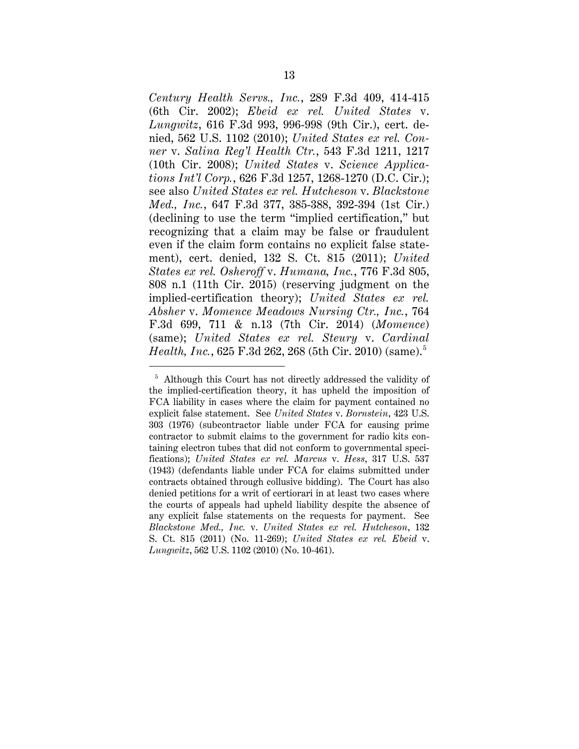*Century Health Servs., Inc.*, 289 F.3d 409, 414-415 (6th Cir. 2002); *Ebeid ex rel. United States* v. *Lungwitz*, 616 F.3d 993, 996-998 (9th Cir.), cert. denied, 562 U.S. 1102 (2010); *United States ex rel. Conner* v. *Salina Reg'l Health Ctr.*, 543 F.3d 1211, 1217 (10th Cir. 2008); *United States* v. *Science Applications Int'l Corp.*, 626 F.3d 1257, 1268-1270 (D.C. Cir.); see also *United States ex rel. Hutcheson* v. *Blackstone Med., Inc.*, 647 F.3d 377, 385-388, 392-394 (1st Cir.) (declining to use the term "implied certification," but recognizing that a claim may be false or fraudulent even if the claim form contains no explicit false statement), cert. denied, 132 S. Ct. 815 (2011); *United States ex rel. Osheroff* v. *Humana, Inc.*, 776 F.3d 805, 808 n.1 (11th Cir. 2015) (reserving judgment on the implied-certification theory); *United States ex rel. Absher* v. *Momence Meadows Nursing Ctr., Inc.*, 764 F.3d 699, 711 & n.13 (7th Cir. 2014) (*Momence*) (same); *United States ex rel. Steury* v. *Cardinal Health, Inc.*, 625 F.3d 262, 268 (5th Cir. 2010) (same).[5]

---

[5] Although this Court has not directly addressed the validity of the implied-certification theory, it has upheld the imposition of FCA liability in cases where the claim for payment contained no explicit false statement. See *United States* v. *Bornstein*, 423 U.S. 303 (1976) (subcontractor liable under FCA for causing prime contractor to submit claims to the government for radio kits containing electron tubes that did not conform to governmental specifications); *United States ex rel. Marcus* v. *Hess*, 317 U.S. 537 (1943) (defendants liable under FCA for claims submitted under contracts obtained through collusive bidding). The Court has also denied petitions for a writ of certiorari in at least two cases where the courts of appeals had upheld liability despite the absence of any explicit false statements on the requests for payment. See *Blackstone Med., Inc.* v. *United States ex rel. Hutcheson*, 132 S. Ct. 815 (2011) (No. 11-269); *United States ex rel. Ebeid* v. *Lungwitz*, 562 U.S. 1102 (2010) (No. 10-461).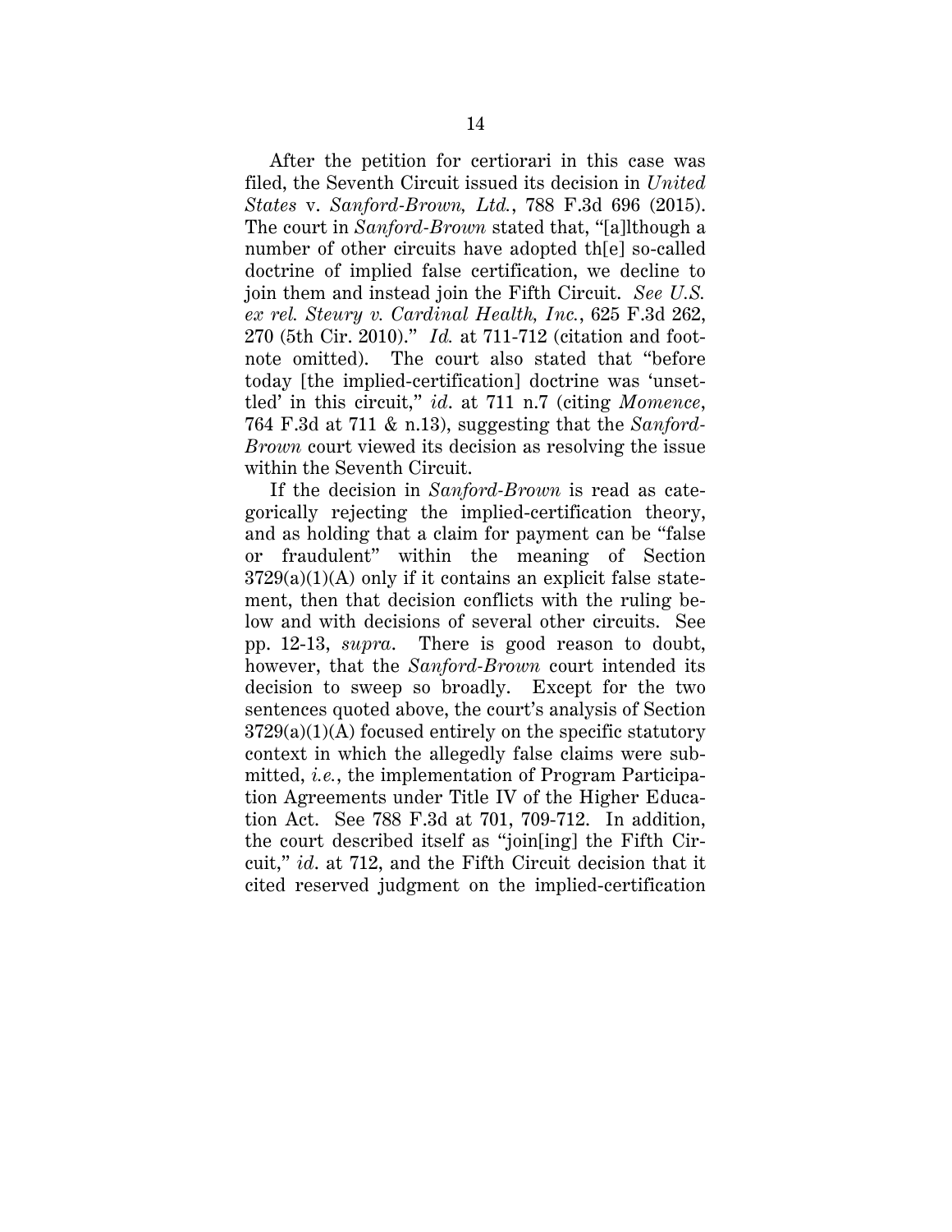After the petition for certiorari in this case was filed, the Seventh Circuit issued its decision in *United States* v. *Sanford-Brown, Ltd.*, 788 F.3d 696 (2015). The court in *Sanford-Brown* stated that, "[a]lthough a number of other circuits have adopted th[e] so-called doctrine of implied false certification, we decline to join them and instead join the Fifth Circuit. *See U.S. ex rel. Steury v. Cardinal Health, Inc.*, 625 F.3d 262, 270 (5th Cir. 2010)." *Id.* at 711-712 (citation and footnote omitted). The court also stated that "before today [the implied-certification] doctrine was 'unsettled' in this circuit," *id*. at 711 n.7 (citing *Momence*, 764 F.3d at 711 & n.13), suggesting that the *Sanford-Brown* court viewed its decision as resolving the issue within the Seventh Circuit.

If the decision in *Sanford-Brown* is read as categorically rejecting the implied-certification theory, and as holding that a claim for payment can be "false or fraudulent" within the meaning of Section 3729(a)(1)(A) only if it contains an explicit false statement, then that decision conflicts with the ruling below and with decisions of several other circuits. See pp. 12-13, *supra*. There is good reason to doubt, however, that the *Sanford-Brown* court intended its decision to sweep so broadly. Except for the two sentences quoted above, the court's analysis of Section 3729(a)(1)(A) focused entirely on the specific statutory context in which the allegedly false claims were submitted, *i.e.*, the implementation of Program Participation Agreements under Title IV of the Higher Education Act. See 788 F.3d at 701, 709-712. In addition, the court described itself as "join[ing] the Fifth Circuit," *id*. at 712, and the Fifth Circuit decision that it cited reserved judgment on the implied-certification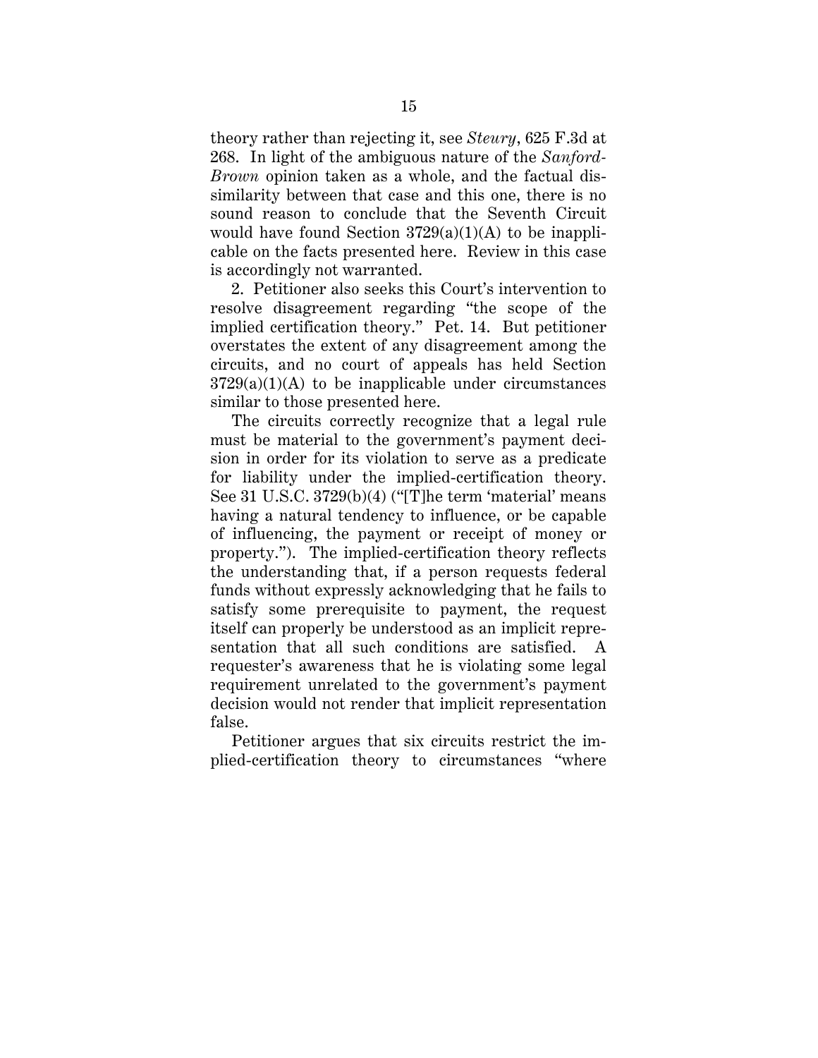theory rather than rejecting it, see *Steury*, 625 F.3d at 268. In light of the ambiguous nature of the *Sanford-Brown* opinion taken as a whole, and the factual dissimilarity between that case and this one, there is no sound reason to conclude that the Seventh Circuit would have found Section 3729(a)(1)(A) to be inapplicable on the facts presented here. Review in this case is accordingly not warranted.

2. Petitioner also seeks this Court's intervention to resolve disagreement regarding "the scope of the implied certification theory." Pet. 14. But petitioner overstates the extent of any disagreement among the circuits, and no court of appeals has held Section 3729(a)(1)(A) to be inapplicable under circumstances similar to those presented here.

The circuits correctly recognize that a legal rule must be material to the government's payment decision in order for its violation to serve as a predicate for liability under the implied-certification theory. See 31 U.S.C. 3729(b)(4) ("[T]he term 'material' means having a natural tendency to influence, or be capable of influencing, the payment or receipt of money or property."). The implied-certification theory reflects the understanding that, if a person requests federal funds without expressly acknowledging that he fails to satisfy some prerequisite to payment, the request itself can properly be understood as an implicit representation that all such conditions are satisfied. A requester's awareness that he is violating some legal requirement unrelated to the government's payment decision would not render that implicit representation false.

Petitioner argues that six circuits restrict the implied-certification theory to circumstances "where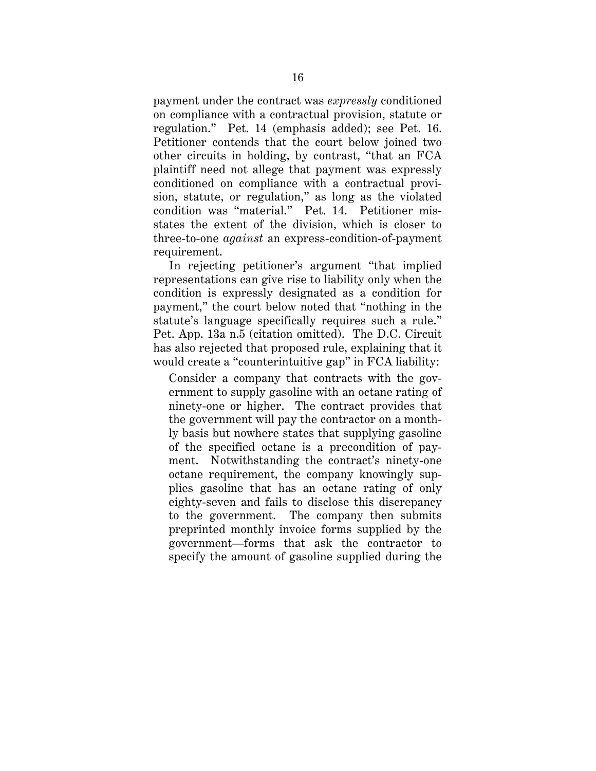payment under the contract was *expressly* conditioned on compliance with a contractual provision, statute or regulation." Pet. 14 (emphasis added); see Pet. 16. Petitioner contends that the court below joined two other circuits in holding, by contrast, "that an FCA plaintiff need not allege that payment was expressly conditioned on compliance with a contractual provision, statute, or regulation," as long as the violated condition was "material." Pet. 14. Petitioner misstates the extent of the division, which is closer to three-to-one *against* an express-condition-of-payment requirement.

In rejecting petitioner's argument "that implied representations can give rise to liability only when the condition is expressly designated as a condition for payment," the court below noted that "nothing in the statute's language specifically requires such a rule." Pet. App. 13a n.5 (citation omitted). The D.C. Circuit has also rejected that proposed rule, explaining that it would create a "counterintuitive gap" in FCA liability:

> Consider a company that contracts with the government to supply gasoline with an octane rating of ninety-one or higher. The contract provides that the government will pay the contractor on a monthly basis but nowhere states that supplying gasoline of the specified octane is a precondition of payment. Notwithstanding the contract's ninety-one octane requirement, the company knowingly supplies gasoline that has an octane rating of only eighty-seven and fails to disclose this discrepancy to the government. The company then submits preprinted monthly invoice forms supplied by the government—forms that ask the contractor to specify the amount of gasoline supplied during the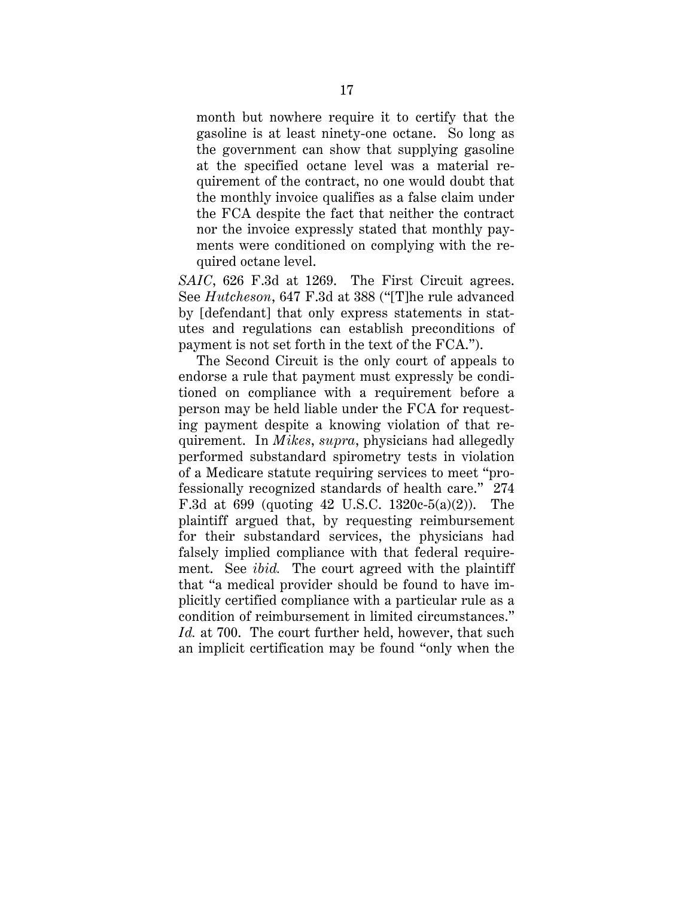> month but nowhere require it to certify that the gasoline is at least ninety-one octane. So long as the government can show that supplying gasoline at the specified octane level was a material requirement of the contract, no one would doubt that the monthly invoice qualifies as a false claim under the FCA despite the fact that neither the contract nor the invoice expressly stated that monthly payments were conditioned on complying with the required octane level.

*SAIC*, 626 F.3d at 1269. The First Circuit agrees. See *Hutcheson*, 647 F.3d at 388 ("[T]he rule advanced by [defendant] that only express statements in statutes and regulations can establish preconditions of payment is not set forth in the text of the FCA.").

The Second Circuit is the only court of appeals to endorse a rule that payment must expressly be conditioned on compliance with a requirement before a person may be held liable under the FCA for requesting payment despite a knowing violation of that requirement. In *Mikes*, *supra*, physicians had allegedly performed substandard spirometry tests in violation of a Medicare statute requiring services to meet "professionally recognized standards of health care." 274 F.3d at 699 (quoting 42 U.S.C. 1320c-5(a)(2)). The plaintiff argued that, by requesting reimbursement for their substandard services, the physicians had falsely implied compliance with that federal requirement. See *ibid.* The court agreed with the plaintiff that "a medical provider should be found to have implicitly certified compliance with a particular rule as a condition of reimbursement in limited circumstances." *Id.* at 700. The court further held, however, that such an implicit certification may be found "only when the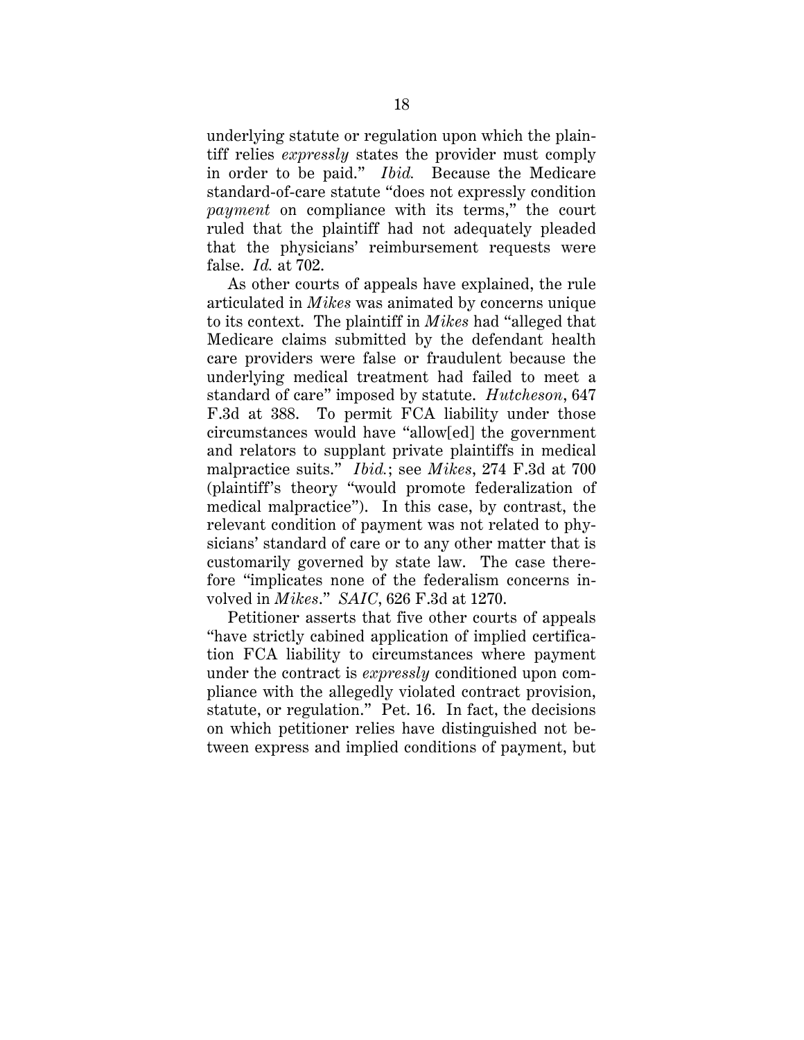underlying statute or regulation upon which the plaintiff relies *expressly* states the provider must comply in order to be paid." *Ibid.* Because the Medicare standard-of-care statute "does not expressly condition *payment* on compliance with its terms," the court ruled that the plaintiff had not adequately pleaded that the physicians' reimbursement requests were false. *Id.* at 702.

As other courts of appeals have explained, the rule articulated in *Mikes* was animated by concerns unique to its context. The plaintiff in *Mikes* had "alleged that Medicare claims submitted by the defendant health care providers were false or fraudulent because the underlying medical treatment had failed to meet a standard of care" imposed by statute. *Hutcheson*, 647 F.3d at 388. To permit FCA liability under those circumstances would have "allow[ed] the government and relators to supplant private plaintiffs in medical malpractice suits." *Ibid.*; see *Mikes*, 274 F.3d at 700 (plaintiff's theory "would promote federalization of medical malpractice"). In this case, by contrast, the relevant condition of payment was not related to physicians' standard of care or to any other matter that is customarily governed by state law. The case therefore "implicates none of the federalism concerns involved in *Mikes*." *SAIC*, 626 F.3d at 1270.

Petitioner asserts that five other courts of appeals "have strictly cabined application of implied certification FCA liability to circumstances where payment under the contract is *expressly* conditioned upon compliance with the allegedly violated contract provision, statute, or regulation." Pet. 16. In fact, the decisions on which petitioner relies have distinguished not between express and implied conditions of payment, but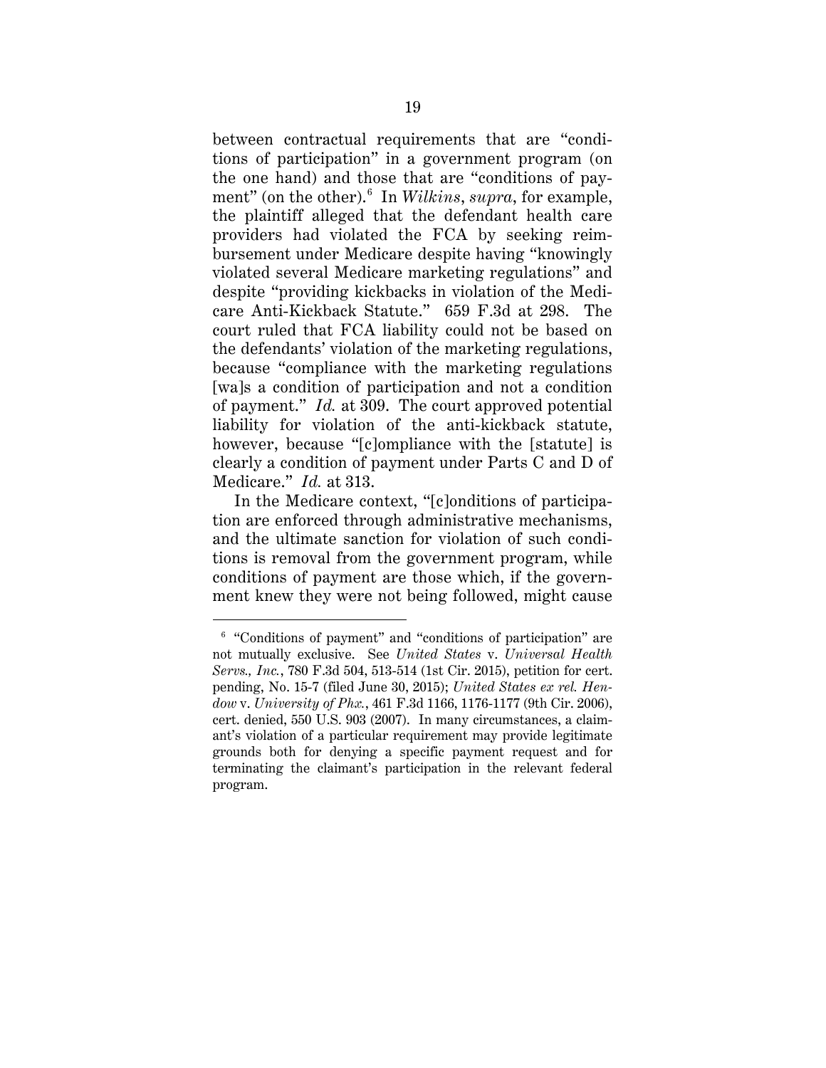between contractual requirements that are "conditions of participation" in a government program (on the one hand) and those that are "conditions of payment" (on the other).[6] In *Wilkins*, *supra*, for example, the plaintiff alleged that the defendant health care providers had violated the FCA by seeking reimbursement under Medicare despite having "knowingly violated several Medicare marketing regulations" and despite "providing kickbacks in violation of the Medicare Anti-Kickback Statute." 659 F.3d at 298. The court ruled that FCA liability could not be based on the defendants' violation of the marketing regulations, because "compliance with the marketing regulations [wa]s a condition of participation and not a condition of payment." *Id.* at 309. The court approved potential liability for violation of the anti-kickback statute, however, because "[c]ompliance with the [statute] is clearly a condition of payment under Parts C and D of Medicare." *Id.* at 313.

In the Medicare context, "[c]onditions of participation are enforced through administrative mechanisms, and the ultimate sanction for violation of such conditions is removal from the government program, while conditions of payment are those which, if the government knew they were not being followed, might cause

---

[6] "Conditions of payment" and "conditions of participation" are not mutually exclusive. See *United States* v. *Universal Health Servs., Inc.*, 780 F.3d 504, 513-514 (1st Cir. 2015), petition for cert. pending, No. 15-7 (filed June 30, 2015); *United States ex rel. Hendow* v. *University of Phx.*, 461 F.3d 1166, 1176-1177 (9th Cir. 2006), cert. denied, 550 U.S. 903 (2007). In many circumstances, a claimant's violation of a particular requirement may provide legitimate grounds both for denying a specific payment request and for terminating the claimant's participation in the relevant federal program.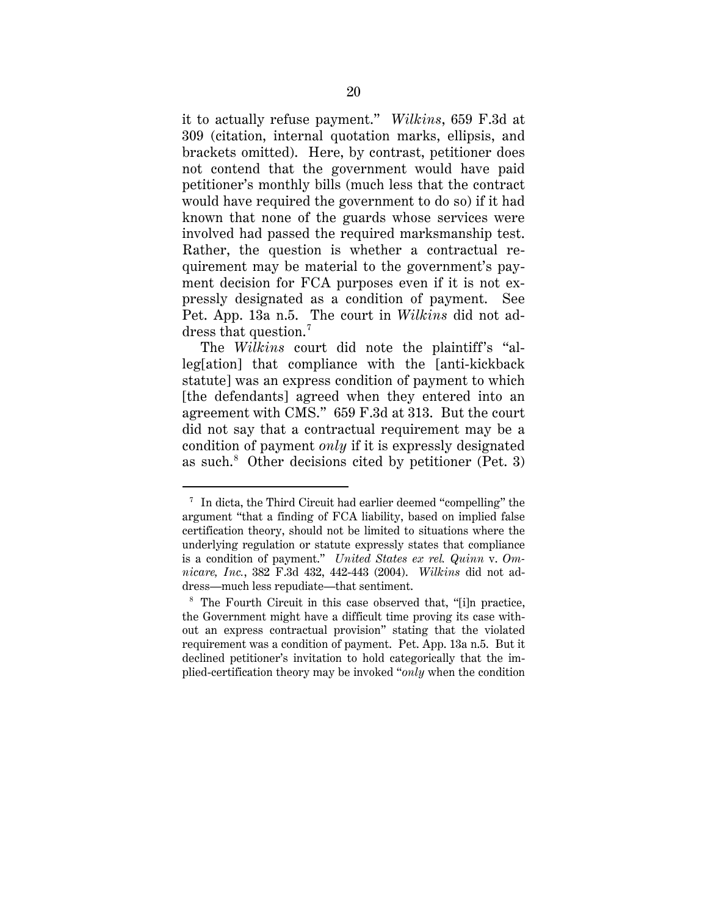it to actually refuse payment." *Wilkins*, 659 F.3d at 309 (citation, internal quotation marks, ellipsis, and brackets omitted). Here, by contrast, petitioner does not contend that the government would have paid petitioner's monthly bills (much less that the contract would have required the government to do so) if it had known that none of the guards whose services were involved had passed the required marksmanship test. Rather, the question is whether a contractual requirement may be material to the government's payment decision for FCA purposes even if it is not expressly designated as a condition of payment. See Pet. App. 13a n.5. The court in *Wilkins* did not address that question.[7]

The *Wilkins* court did note the plaintiff's "alleg[ation] that compliance with the [anti-kickback statute] was an express condition of payment to which [the defendants] agreed when they entered into an agreement with CMS." 659 F.3d at 313. But the court did not say that a contractual requirement may be a condition of payment *only* if it is expressly designated as such.[8] Other decisions cited by petitioner (Pet. 3)

---

[7] In dicta, the Third Circuit had earlier deemed "compelling" the argument "that a finding of FCA liability, based on implied false certification theory, should not be limited to situations where the underlying regulation or statute expressly states that compliance is a condition of payment." *United States ex rel. Quinn* v. *Omnicare, Inc.*, 382 F.3d 432, 442-443 (2004). *Wilkins* did not address—much less repudiate—that sentiment.

[8] The Fourth Circuit in this case observed that, "[i]n practice, the Government might have a difficult time proving its case without an express contractual provision" stating that the violated requirement was a condition of payment. Pet. App. 13a n.5. But it declined petitioner's invitation to hold categorically that the implied-certification theory may be invoked "*only* when the condition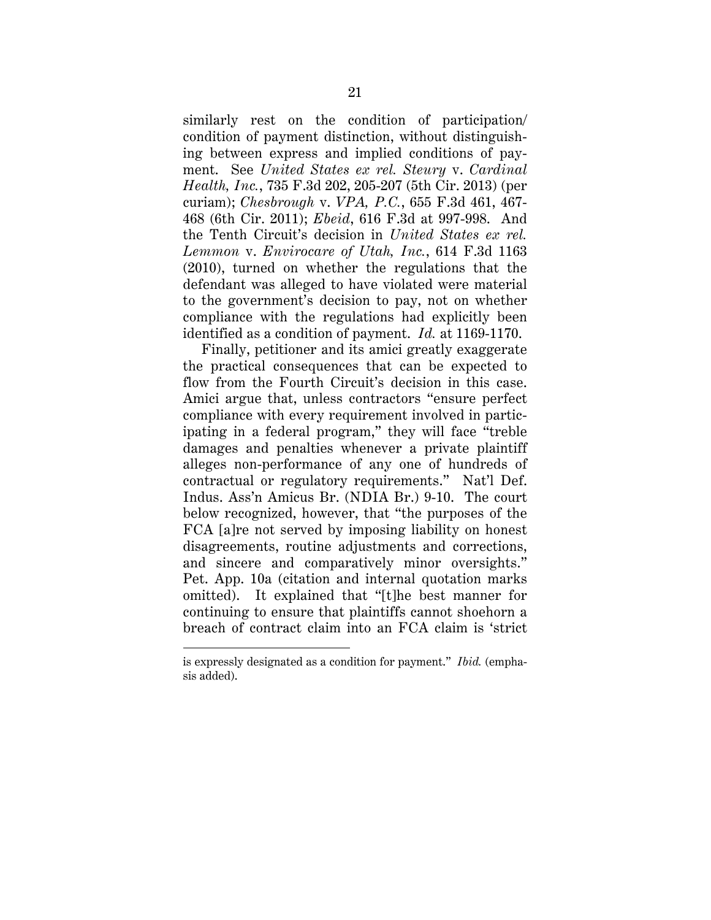similarly rest on the condition of participation/ condition of payment distinction, without distinguishing between express and implied conditions of payment. See *United States ex rel. Steury* v. *Cardinal Health, Inc.*, 735 F.3d 202, 205-207 (5th Cir. 2013) (per curiam); *Chesbrough* v. *VPA, P.C.*, 655 F.3d 461, 467-468 (6th Cir. 2011); *Ebeid*, 616 F.3d at 997-998. And the Tenth Circuit's decision in *United States ex rel. Lemmon* v. *Envirocare of Utah, Inc.*, 614 F.3d 1163 (2010), turned on whether the regulations that the defendant was alleged to have violated were material to the government's decision to pay, not on whether compliance with the regulations had explicitly been identified as a condition of payment. *Id.* at 1169-1170.

Finally, petitioner and its amici greatly exaggerate the practical consequences that can be expected to flow from the Fourth Circuit's decision in this case. Amici argue that, unless contractors "ensure perfect compliance with every requirement involved in participating in a federal program," they will face "treble damages and penalties whenever a private plaintiff alleges non-performance of any one of hundreds of contractual or regulatory requirements." Nat'l Def. Indus. Ass'n Amicus Br. (NDIA Br.) 9-10. The court below recognized, however, that "the purposes of the FCA [a]re not served by imposing liability on honest disagreements, routine adjustments and corrections, and sincere and comparatively minor oversights." Pet. App. 10a (citation and internal quotation marks omitted). It explained that "[t]he best manner for continuing to ensure that plaintiffs cannot shoehorn a breach of contract claim into an FCA claim is 'strict

---

is expressly designated as a condition for payment." *Ibid.* (emphasis added).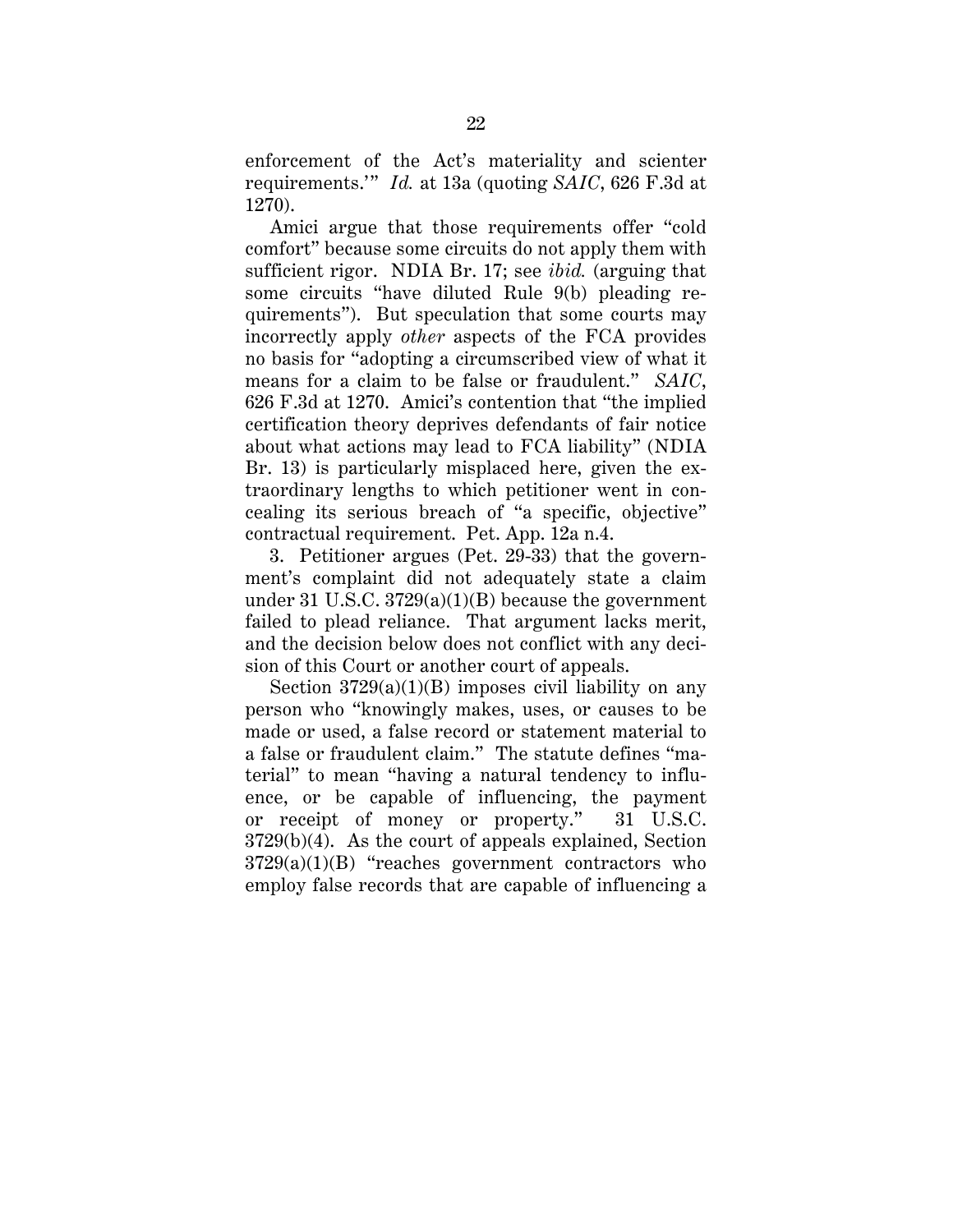enforcement of the Act's materiality and scienter requirements.'" *Id.* at 13a (quoting *SAIC*, 626 F.3d at 1270).

Amici argue that those requirements offer "cold comfort" because some circuits do not apply them with sufficient rigor. NDIA Br. 17; see *ibid.* (arguing that some circuits "have diluted Rule 9(b) pleading requirements"). But speculation that some courts may incorrectly apply *other* aspects of the FCA provides no basis for "adopting a circumscribed view of what it means for a claim to be false or fraudulent." *SAIC*, 626 F.3d at 1270. Amici's contention that "the implied certification theory deprives defendants of fair notice about what actions may lead to FCA liability" (NDIA Br. 13) is particularly misplaced here, given the extraordinary lengths to which petitioner went in concealing its serious breach of "a specific, objective" contractual requirement. Pet. App. 12a n.4.

3. Petitioner argues (Pet. 29-33) that the government's complaint did not adequately state a claim under 31 U.S.C. 3729(a)(1)(B) because the government failed to plead reliance. That argument lacks merit, and the decision below does not conflict with any decision of this Court or another court of appeals.

Section 3729(a)(1)(B) imposes civil liability on any person who "knowingly makes, uses, or causes to be made or used, a false record or statement material to a false or fraudulent claim." The statute defines "material" to mean "having a natural tendency to influence, or be capable of influencing, the payment or receipt of money or property." 31 U.S.C. 3729(b)(4). As the court of appeals explained, Section 3729(a)(1)(B) "reaches government contractors who employ false records that are capable of influencing a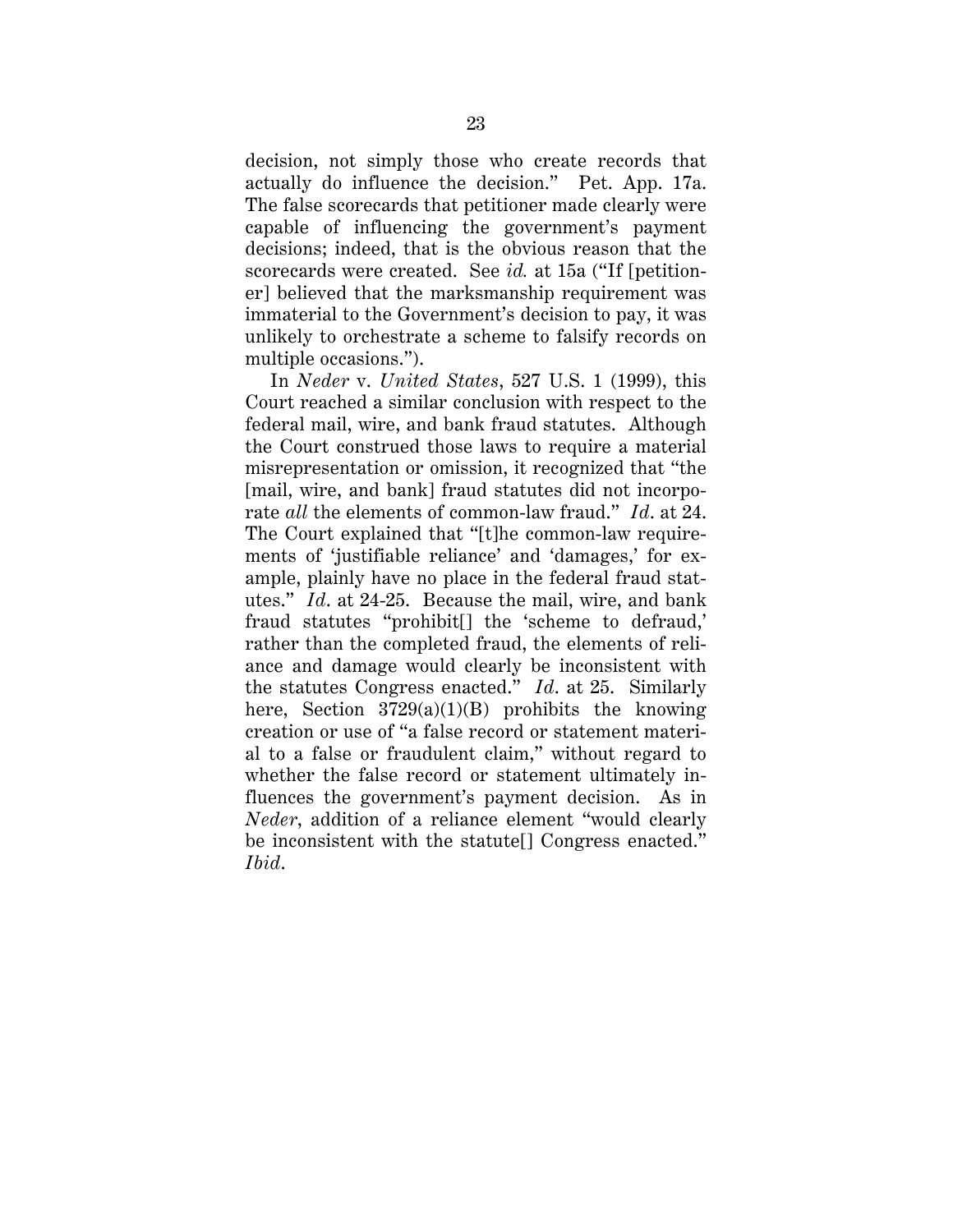decision, not simply those who create records that actually do influence the decision." Pet. App. 17a. The false scorecards that petitioner made clearly were capable of influencing the government's payment decisions; indeed, that is the obvious reason that the scorecards were created. See *id.* at 15a ("If [petitioner] believed that the marksmanship requirement was immaterial to the Government's decision to pay, it was unlikely to orchestrate a scheme to falsify records on multiple occasions.").

In *Neder* v. *United States*, 527 U.S. 1 (1999), this Court reached a similar conclusion with respect to the federal mail, wire, and bank fraud statutes. Although the Court construed those laws to require a material misrepresentation or omission, it recognized that "the [mail, wire, and bank] fraud statutes did not incorporate *all* the elements of common-law fraud." *Id*. at 24. The Court explained that "[t]he common-law requirements of 'justifiable reliance' and 'damages,' for example, plainly have no place in the federal fraud statutes." *Id*. at 24-25. Because the mail, wire, and bank fraud statutes "prohibit[] the 'scheme to defraud,' rather than the completed fraud, the elements of reliance and damage would clearly be inconsistent with the statutes Congress enacted." *Id*. at 25. Similarly here, Section 3729(a)(1)(B) prohibits the knowing creation or use of "a false record or statement material to a false or fraudulent claim," without regard to whether the false record or statement ultimately influences the government's payment decision. As in *Neder*, addition of a reliance element "would clearly be inconsistent with the statute[] Congress enacted." *Ibid*.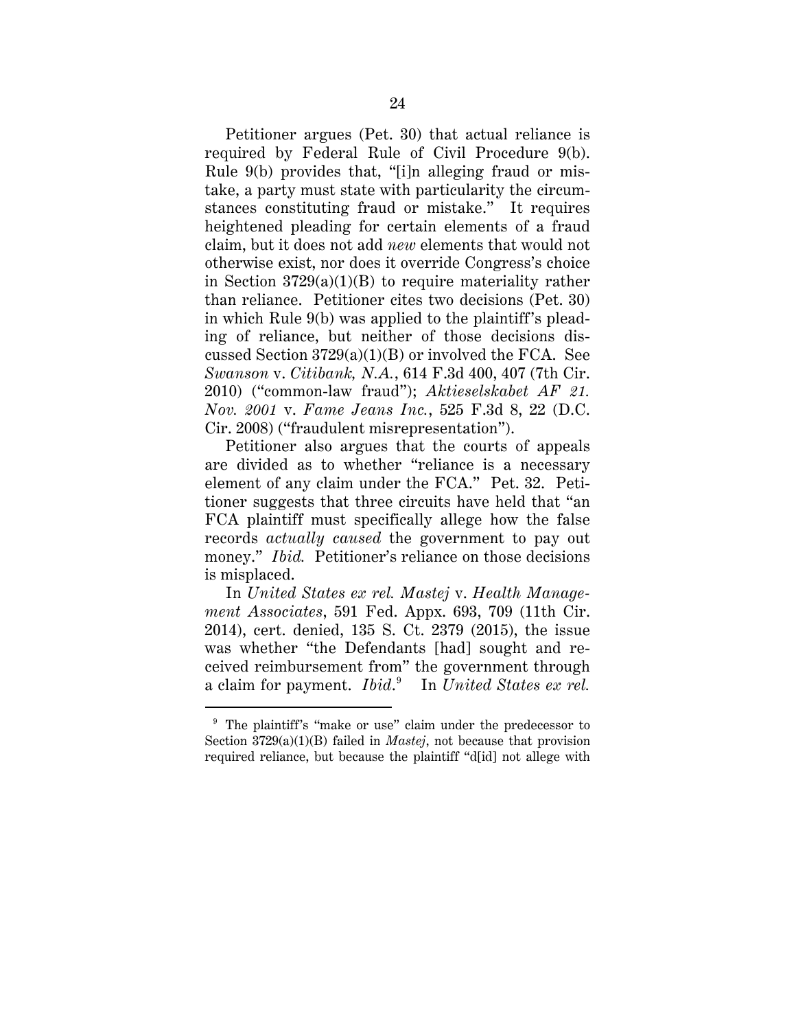Petitioner argues (Pet. 30) that actual reliance is required by Federal Rule of Civil Procedure 9(b). Rule 9(b) provides that, "[i]n alleging fraud or mistake, a party must state with particularity the circumstances constituting fraud or mistake." It requires heightened pleading for certain elements of a fraud claim, but it does not add *new* elements that would not otherwise exist, nor does it override Congress's choice in Section 3729(a)(1)(B) to require materiality rather than reliance. Petitioner cites two decisions (Pet. 30) in which Rule 9(b) was applied to the plaintiff's pleading of reliance, but neither of those decisions discussed Section 3729(a)(1)(B) or involved the FCA. See *Swanson* v. *Citibank, N.A.*, 614 F.3d 400, 407 (7th Cir. 2010) ("common-law fraud"); *Aktieselskabet AF 21. Nov. 2001* v. *Fame Jeans Inc.*, 525 F.3d 8, 22 (D.C. Cir. 2008) ("fraudulent misrepresentation").

Petitioner also argues that the courts of appeals are divided as to whether "reliance is a necessary element of any claim under the FCA." Pet. 32. Petitioner suggests that three circuits have held that "an FCA plaintiff must specifically allege how the false records *actually caused* the government to pay out money." *Ibid.* Petitioner's reliance on those decisions is misplaced.

In *United States ex rel. Mastej* v. *Health Management Associates*, 591 Fed. Appx. 693, 709 (11th Cir. 2014), cert. denied, 135 S. Ct. 2379 (2015), the issue was whether "the Defendants [had] sought and received reimbursement from" the government through a claim for payment. *Ibid.*[9] In *United States ex rel.*

---

[9] The plaintiff's "make or use" claim under the predecessor to Section 3729(a)(1)(B) failed in *Mastej*, not because that provision required reliance, but because the plaintiff "d[id] not allege with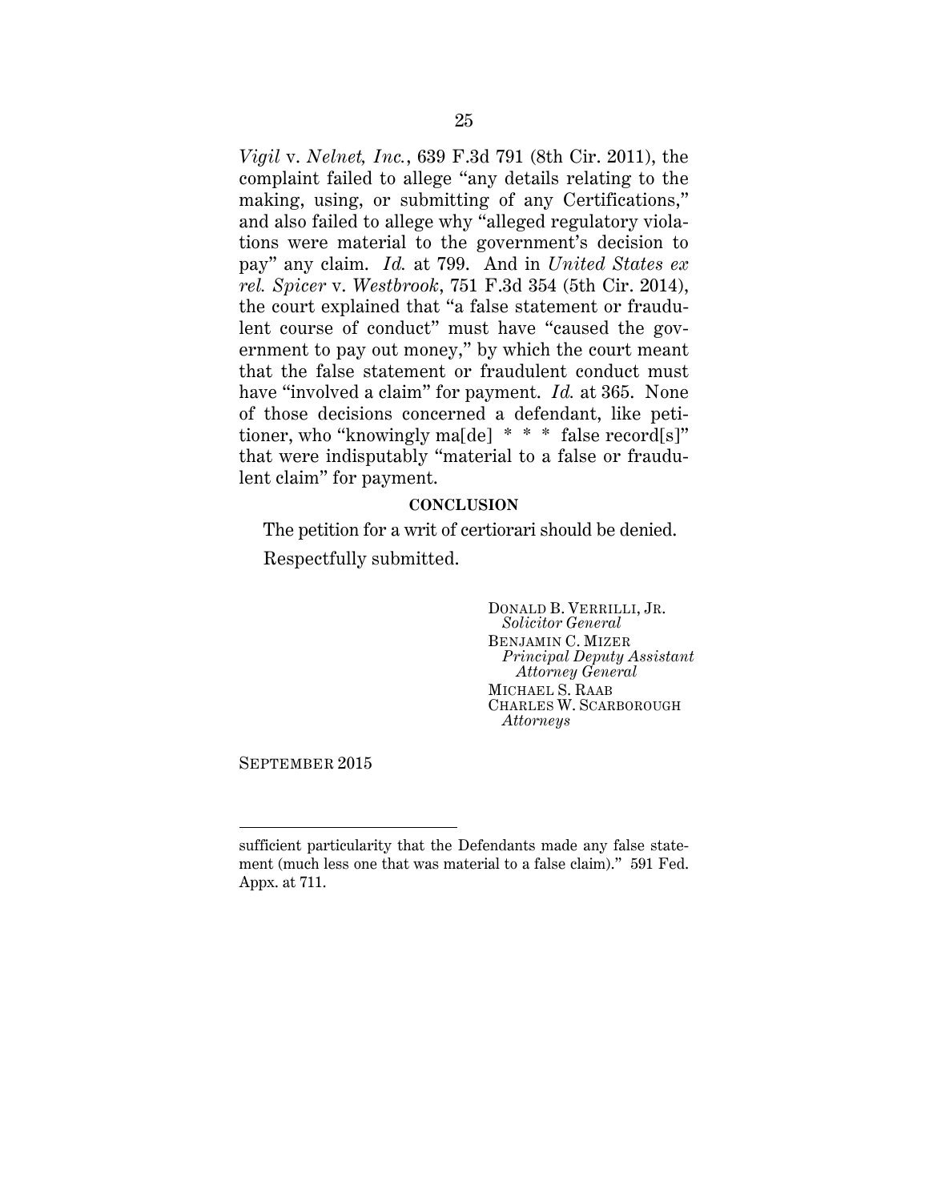*Vigil* v. *Nelnet, Inc.*, 639 F.3d 791 (8th Cir. 2011), the complaint failed to allege "any details relating to the making, using, or submitting of any Certifications," and also failed to allege why "alleged regulatory violations were material to the government's decision to pay" any claim. *Id.* at 799. And in *United States ex rel. Spicer* v. *Westbrook*, 751 F.3d 354 (5th Cir. 2014), the court explained that "a false statement or fraudulent course of conduct" must have "caused the government to pay out money," by which the court meant that the false statement or fraudulent conduct must have "involved a claim" for payment. *Id.* at 365. None of those decisions concerned a defendant, like petitioner, who "knowingly ma[de] * * * false record[s]" that were indisputably "material to a false or fraudulent claim" for payment.

**CONCLUSION**

The petition for a writ of certiorari should be denied.

Respectfully submitted.

DONALD B. VERRILLI, JR.
*Solicitor General*
BENJAMIN C. MIZER
*Principal Deputy Assistant Attorney General*
MICHAEL S. RAAB
CHARLES W. SCARBOROUGH
*Attorneys*

SEPTEMBER 2015

---

sufficient particularity that the Defendants made any false statement (much less one that was material to a false claim)." 591 Fed. Appx. at 711.